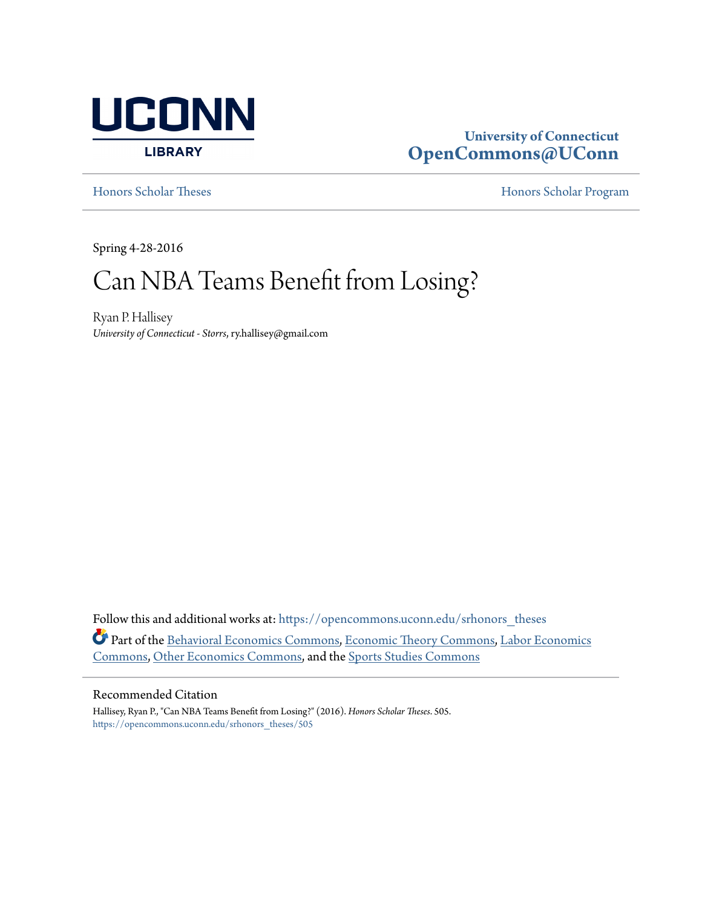UCONN LIBRARY

**University of Connecticut**
**OpenCommons@UConn**

Honors Scholar Theses | Honors Scholar Program

Spring 4-28-2016

# Can NBA Teams Benefit from Losing?

Ryan P. Hallisey
*University of Connecticut - Storrs*, ry.hallisey@gmail.com

Follow this and additional works at: https://opencommons.uconn.edu/srhonors_theses

Part of the Behavioral Economics Commons, Economic Theory Commons, Labor Economics Commons, Other Economics Commons, and the Sports Studies Commons

## Recommended Citation

Hallisey, Ryan P., "Can NBA Teams Benefit from Losing?" (2016). *Honors Scholar Theses*. 505.
https://opencommons.uconn.edu/srhonors_theses/505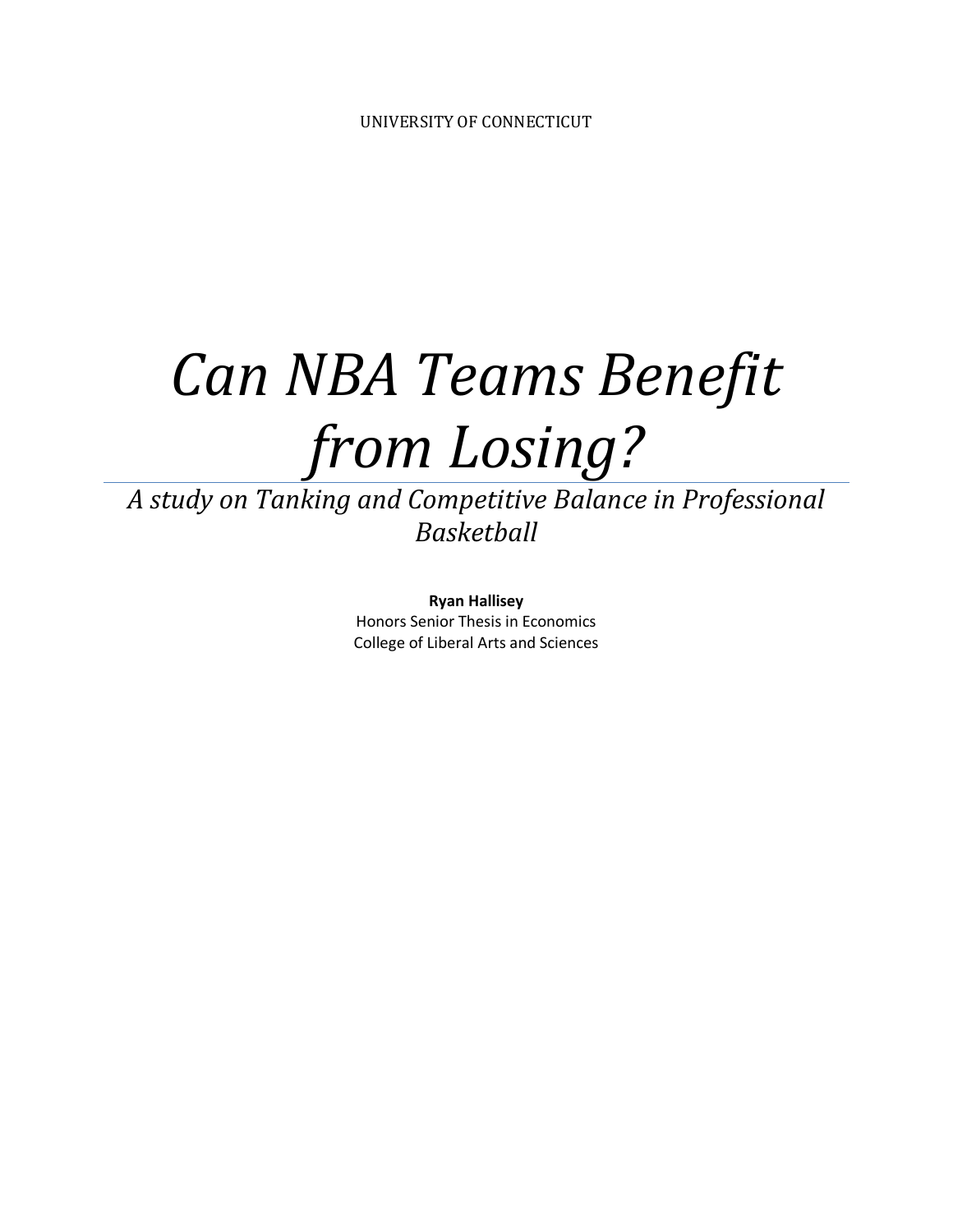UNIVERSITY OF CONNECTICUT

# *Can NBA Teams Benefit from Losing?*

## *A study on Tanking and Competitive Balance in Professional Basketball*

**Ryan Hallisey**
Honors Senior Thesis in Economics
College of Liberal Arts and Sciences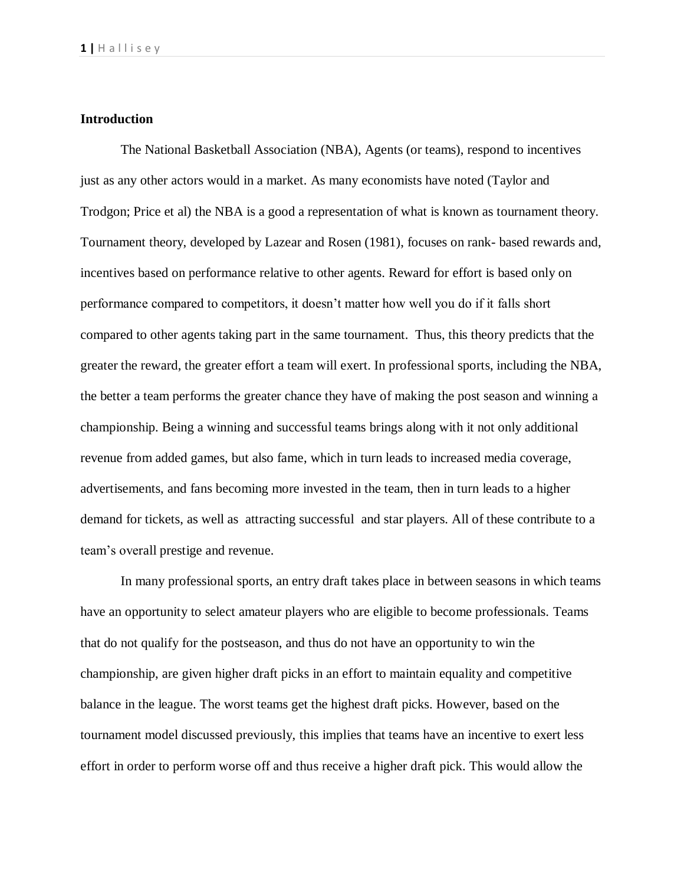**Introduction**

The National Basketball Association (NBA), Agents (or teams), respond to incentives just as any other actors would in a market. As many economists have noted (Taylor and Trodgon; Price et al) the NBA is a good a representation of what is known as tournament theory. Tournament theory, developed by Lazear and Rosen (1981), focuses on rank- based rewards and, incentives based on performance relative to other agents. Reward for effort is based only on performance compared to competitors, it doesn't matter how well you do if it falls short compared to other agents taking part in the same tournament. Thus, this theory predicts that the greater the reward, the greater effort a team will exert. In professional sports, including the NBA, the better a team performs the greater chance they have of making the post season and winning a championship. Being a winning and successful teams brings along with it not only additional revenue from added games, but also fame, which in turn leads to increased media coverage, advertisements, and fans becoming more invested in the team, then in turn leads to a higher demand for tickets, as well as attracting successful and star players. All of these contribute to a team's overall prestige and revenue.

In many professional sports, an entry draft takes place in between seasons in which teams have an opportunity to select amateur players who are eligible to become professionals. Teams that do not qualify for the postseason, and thus do not have an opportunity to win the championship, are given higher draft picks in an effort to maintain equality and competitive balance in the league. The worst teams get the highest draft picks. However, based on the tournament model discussed previously, this implies that teams have an incentive to exert less effort in order to perform worse off and thus receive a higher draft pick. This would allow the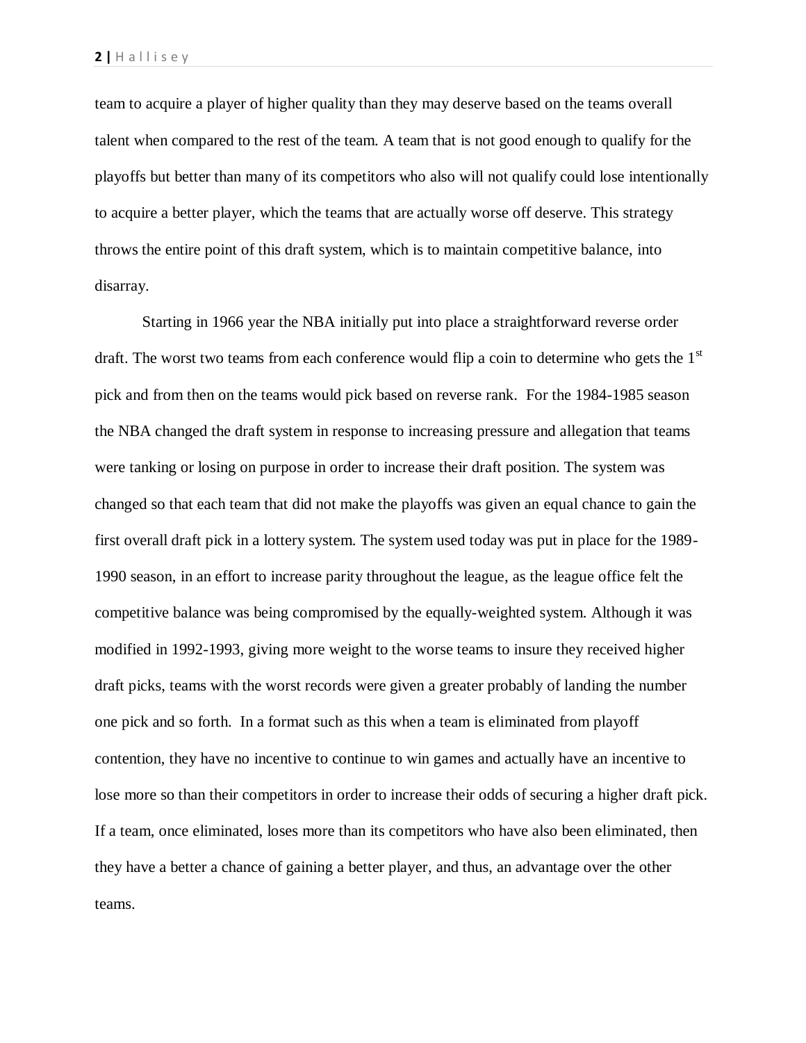team to acquire a player of higher quality than they may deserve based on the teams overall talent when compared to the rest of the team. A team that is not good enough to qualify for the playoffs but better than many of its competitors who also will not qualify could lose intentionally to acquire a better player, which the teams that are actually worse off deserve. This strategy throws the entire point of this draft system, which is to maintain competitive balance, into disarray.

Starting in 1966 year the NBA initially put into place a straightforward reverse order draft. The worst two teams from each conference would flip a coin to determine who gets the 1st pick and from then on the teams would pick based on reverse rank. For the 1984-1985 season the NBA changed the draft system in response to increasing pressure and allegation that teams were tanking or losing on purpose in order to increase their draft position. The system was changed so that each team that did not make the playoffs was given an equal chance to gain the first overall draft pick in a lottery system. The system used today was put in place for the 1989-1990 season, in an effort to increase parity throughout the league, as the league office felt the competitive balance was being compromised by the equally-weighted system. Although it was modified in 1992-1993, giving more weight to the worse teams to insure they received higher draft picks, teams with the worst records were given a greater probably of landing the number one pick and so forth. In a format such as this when a team is eliminated from playoff contention, they have no incentive to continue to win games and actually have an incentive to lose more so than their competitors in order to increase their odds of securing a higher draft pick. If a team, once eliminated, loses more than its competitors who have also been eliminated, then they have a better a chance of gaining a better player, and thus, an advantage over the other teams.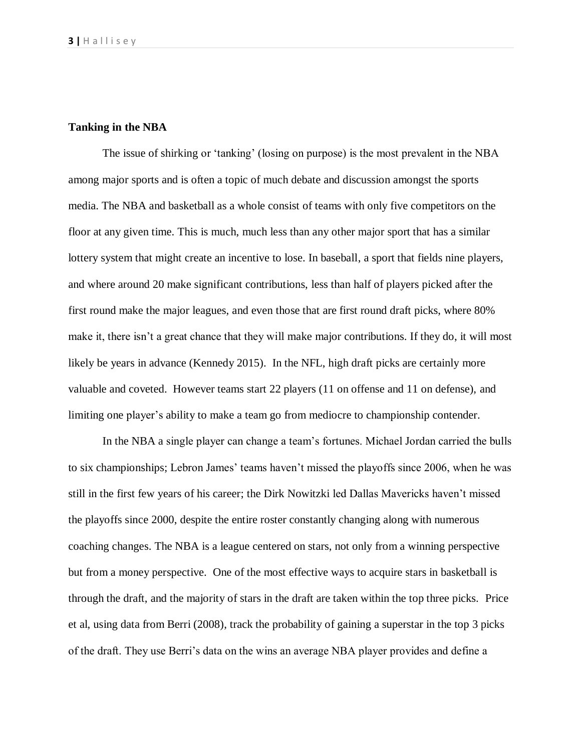**Tanking in the NBA**

The issue of shirking or 'tanking' (losing on purpose) is the most prevalent in the NBA among major sports and is often a topic of much debate and discussion amongst the sports media. The NBA and basketball as a whole consist of teams with only five competitors on the floor at any given time. This is much, much less than any other major sport that has a similar lottery system that might create an incentive to lose. In baseball, a sport that fields nine players, and where around 20 make significant contributions, less than half of players picked after the first round make the major leagues, and even those that are first round draft picks, where 80% make it, there isn't a great chance that they will make major contributions. If they do, it will most likely be years in advance (Kennedy 2015). In the NFL, high draft picks are certainly more valuable and coveted. However teams start 22 players (11 on offense and 11 on defense), and limiting one player's ability to make a team go from mediocre to championship contender.

In the NBA a single player can change a team's fortunes. Michael Jordan carried the bulls to six championships; Lebron James' teams haven't missed the playoffs since 2006, when he was still in the first few years of his career; the Dirk Nowitzki led Dallas Mavericks haven't missed the playoffs since 2000, despite the entire roster constantly changing along with numerous coaching changes. The NBA is a league centered on stars, not only from a winning perspective but from a money perspective. One of the most effective ways to acquire stars in basketball is through the draft, and the majority of stars in the draft are taken within the top three picks. Price et al, using data from Berri (2008), track the probability of gaining a superstar in the top 3 picks of the draft. They use Berri's data on the wins an average NBA player provides and define a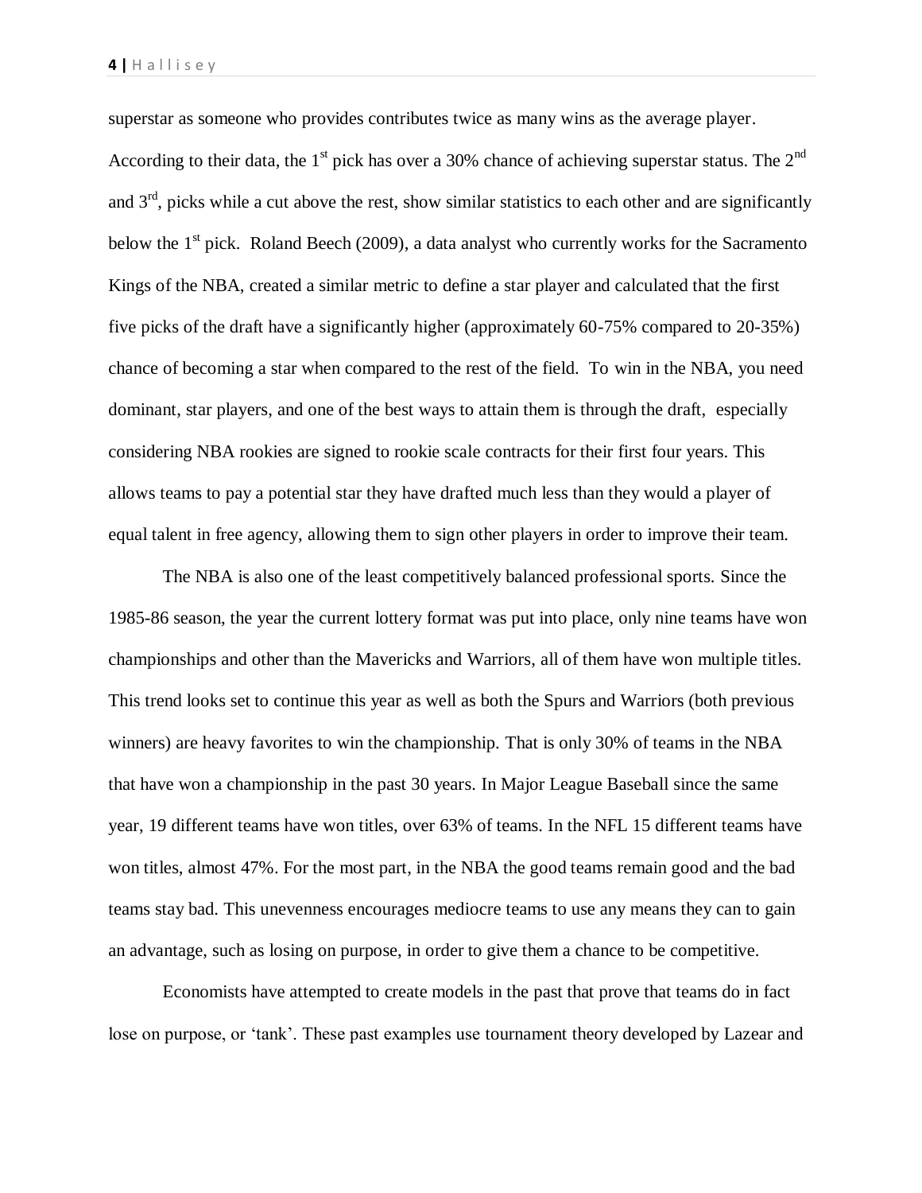superstar as someone who provides contributes twice as many wins as the average player. According to their data, the 1st pick has over a 30% chance of achieving superstar status. The 2nd and 3rd, picks while a cut above the rest, show similar statistics to each other and are significantly below the 1st pick. Roland Beech (2009), a data analyst who currently works for the Sacramento Kings of the NBA, created a similar metric to define a star player and calculated that the first five picks of the draft have a significantly higher (approximately 60-75% compared to 20-35%) chance of becoming a star when compared to the rest of the field. To win in the NBA, you need dominant, star players, and one of the best ways to attain them is through the draft, especially considering NBA rookies are signed to rookie scale contracts for their first four years. This allows teams to pay a potential star they have drafted much less than they would a player of equal talent in free agency, allowing them to sign other players in order to improve their team.

The NBA is also one of the least competitively balanced professional sports. Since the 1985-86 season, the year the current lottery format was put into place, only nine teams have won championships and other than the Mavericks and Warriors, all of them have won multiple titles. This trend looks set to continue this year as well as both the Spurs and Warriors (both previous winners) are heavy favorites to win the championship. That is only 30% of teams in the NBA that have won a championship in the past 30 years. In Major League Baseball since the same year, 19 different teams have won titles, over 63% of teams. In the NFL 15 different teams have won titles, almost 47%. For the most part, in the NBA the good teams remain good and the bad teams stay bad. This unevenness encourages mediocre teams to use any means they can to gain an advantage, such as losing on purpose, in order to give them a chance to be competitive.

Economists have attempted to create models in the past that prove that teams do in fact lose on purpose, or 'tank'. These past examples use tournament theory developed by Lazear and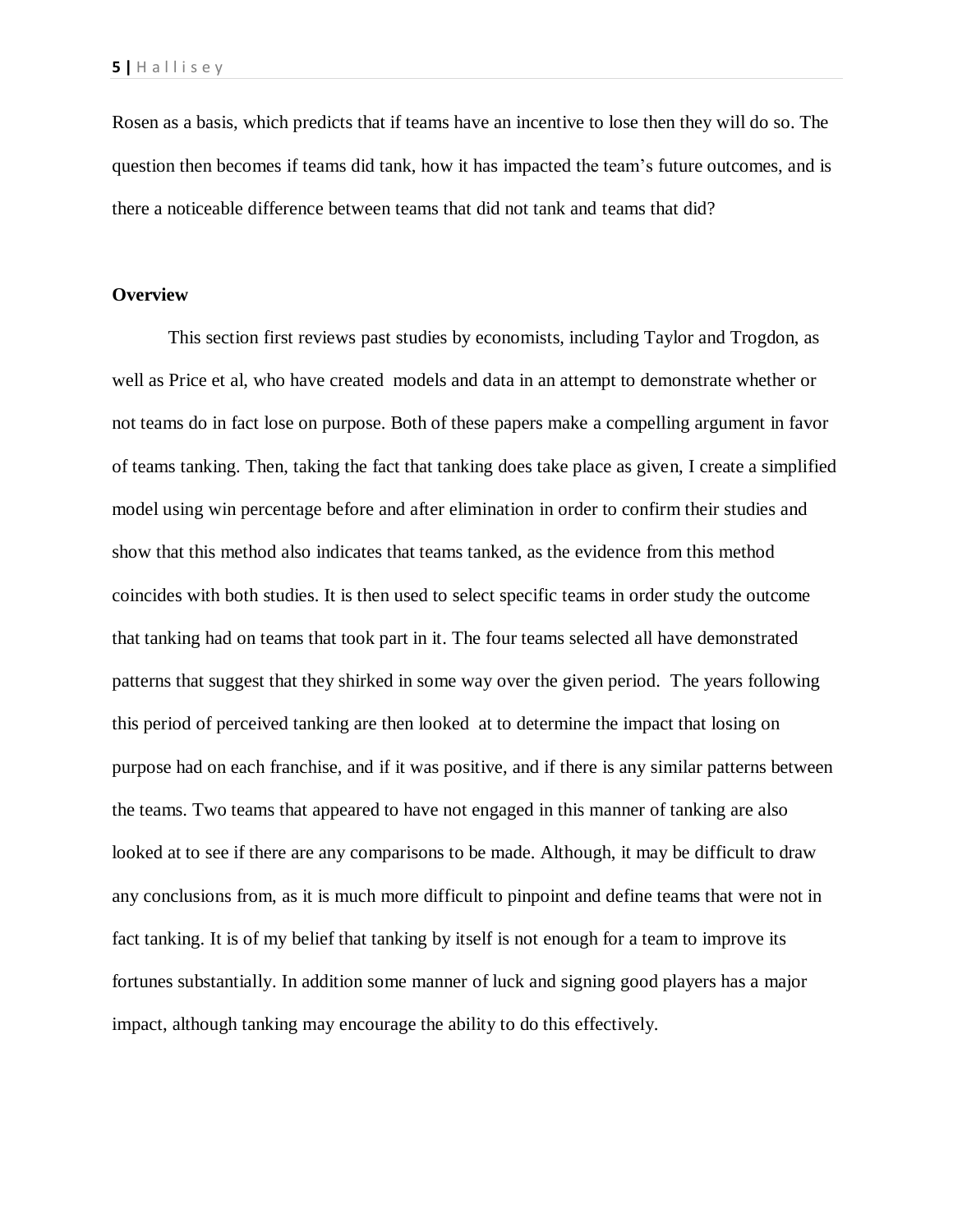Rosen as a basis, which predicts that if teams have an incentive to lose then they will do so. The question then becomes if teams did tank, how it has impacted the team's future outcomes, and is there a noticeable difference between teams that did not tank and teams that did?

**Overview**

This section first reviews past studies by economists, including Taylor and Trogdon, as well as Price et al, who have created models and data in an attempt to demonstrate whether or not teams do in fact lose on purpose. Both of these papers make a compelling argument in favor of teams tanking. Then, taking the fact that tanking does take place as given, I create a simplified model using win percentage before and after elimination in order to confirm their studies and show that this method also indicates that teams tanked, as the evidence from this method coincides with both studies. It is then used to select specific teams in order study the outcome that tanking had on teams that took part in it. The four teams selected all have demonstrated patterns that suggest that they shirked in some way over the given period. The years following this period of perceived tanking are then looked at to determine the impact that losing on purpose had on each franchise, and if it was positive, and if there is any similar patterns between the teams. Two teams that appeared to have not engaged in this manner of tanking are also looked at to see if there are any comparisons to be made. Although, it may be difficult to draw any conclusions from, as it is much more difficult to pinpoint and define teams that were not in fact tanking. It is of my belief that tanking by itself is not enough for a team to improve its fortunes substantially. In addition some manner of luck and signing good players has a major impact, although tanking may encourage the ability to do this effectively.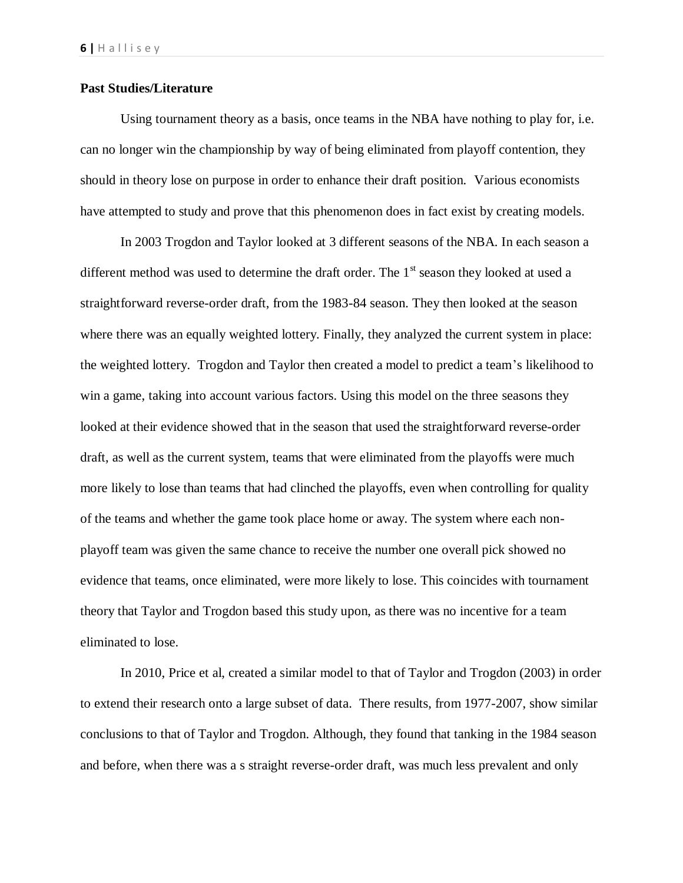**Past Studies/Literature**

Using tournament theory as a basis, once teams in the NBA have nothing to play for, i.e. can no longer win the championship by way of being eliminated from playoff contention, they should in theory lose on purpose in order to enhance their draft position. Various economists have attempted to study and prove that this phenomenon does in fact exist by creating models.

In 2003 Trogdon and Taylor looked at 3 different seasons of the NBA. In each season a different method was used to determine the draft order. The 1st season they looked at used a straightforward reverse-order draft, from the 1983-84 season. They then looked at the season where there was an equally weighted lottery. Finally, they analyzed the current system in place: the weighted lottery. Trogdon and Taylor then created a model to predict a team's likelihood to win a game, taking into account various factors. Using this model on the three seasons they looked at their evidence showed that in the season that used the straightforward reverse-order draft, as well as the current system, teams that were eliminated from the playoffs were much more likely to lose than teams that had clinched the playoffs, even when controlling for quality of the teams and whether the game took place home or away. The system where each non-playoff team was given the same chance to receive the number one overall pick showed no evidence that teams, once eliminated, were more likely to lose. This coincides with tournament theory that Taylor and Trogdon based this study upon, as there was no incentive for a team eliminated to lose.

In 2010, Price et al, created a similar model to that of Taylor and Trogdon (2003) in order to extend their research onto a large subset of data. There results, from 1977-2007, show similar conclusions to that of Taylor and Trogdon. Although, they found that tanking in the 1984 season and before, when there was a s straight reverse-order draft, was much less prevalent and only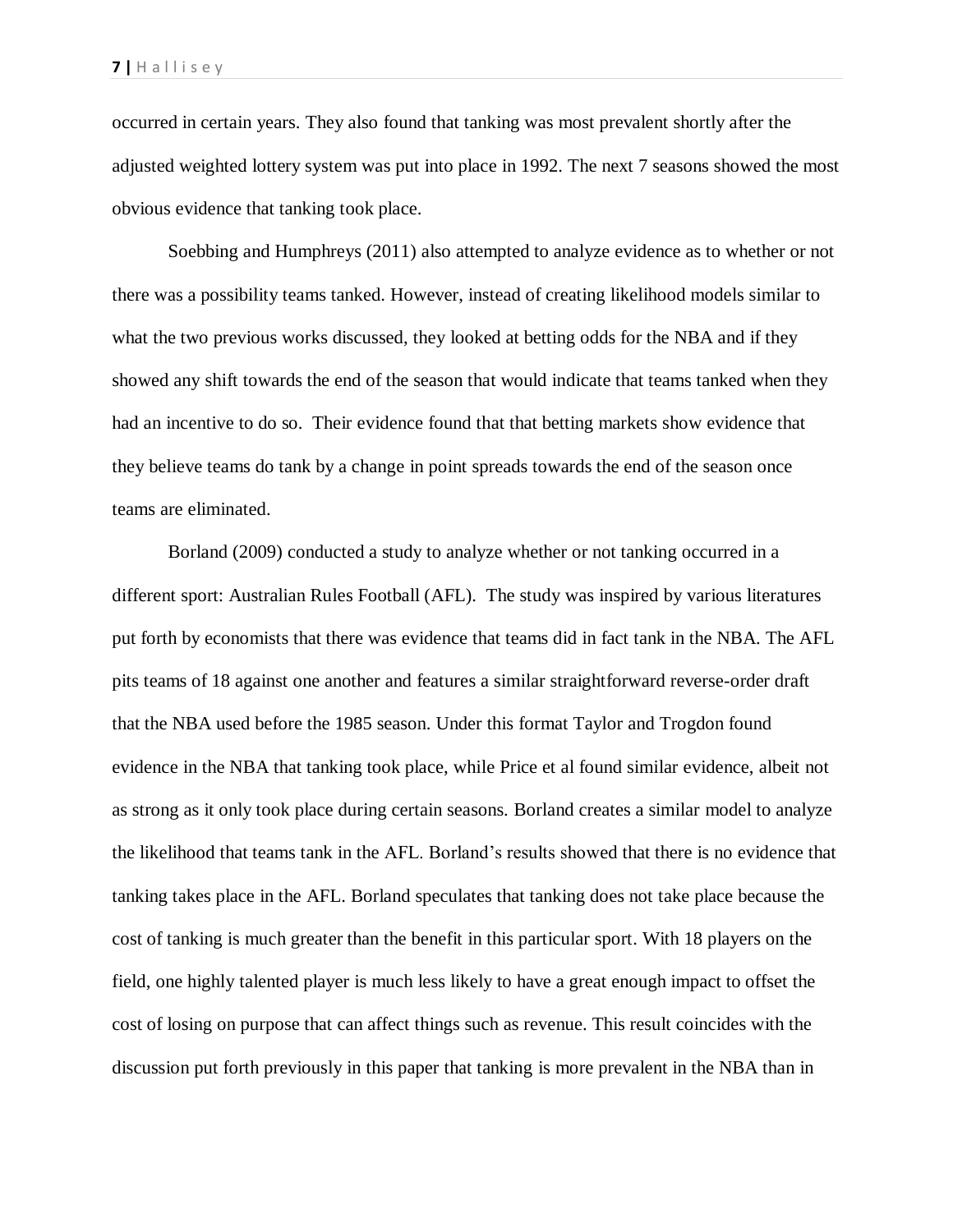occurred in certain years. They also found that tanking was most prevalent shortly after the adjusted weighted lottery system was put into place in 1992. The next 7 seasons showed the most obvious evidence that tanking took place.

Soebbing and Humphreys (2011) also attempted to analyze evidence as to whether or not there was a possibility teams tanked. However, instead of creating likelihood models similar to what the two previous works discussed, they looked at betting odds for the NBA and if they showed any shift towards the end of the season that would indicate that teams tanked when they had an incentive to do so. Their evidence found that that betting markets show evidence that they believe teams do tank by a change in point spreads towards the end of the season once teams are eliminated.

Borland (2009) conducted a study to analyze whether or not tanking occurred in a different sport: Australian Rules Football (AFL). The study was inspired by various literatures put forth by economists that there was evidence that teams did in fact tank in the NBA. The AFL pits teams of 18 against one another and features a similar straightforward reverse-order draft that the NBA used before the 1985 season. Under this format Taylor and Trogdon found evidence in the NBA that tanking took place, while Price et al found similar evidence, albeit not as strong as it only took place during certain seasons. Borland creates a similar model to analyze the likelihood that teams tank in the AFL. Borland's results showed that there is no evidence that tanking takes place in the AFL. Borland speculates that tanking does not take place because the cost of tanking is much greater than the benefit in this particular sport. With 18 players on the field, one highly talented player is much less likely to have a great enough impact to offset the cost of losing on purpose that can affect things such as revenue. This result coincides with the discussion put forth previously in this paper that tanking is more prevalent in the NBA than in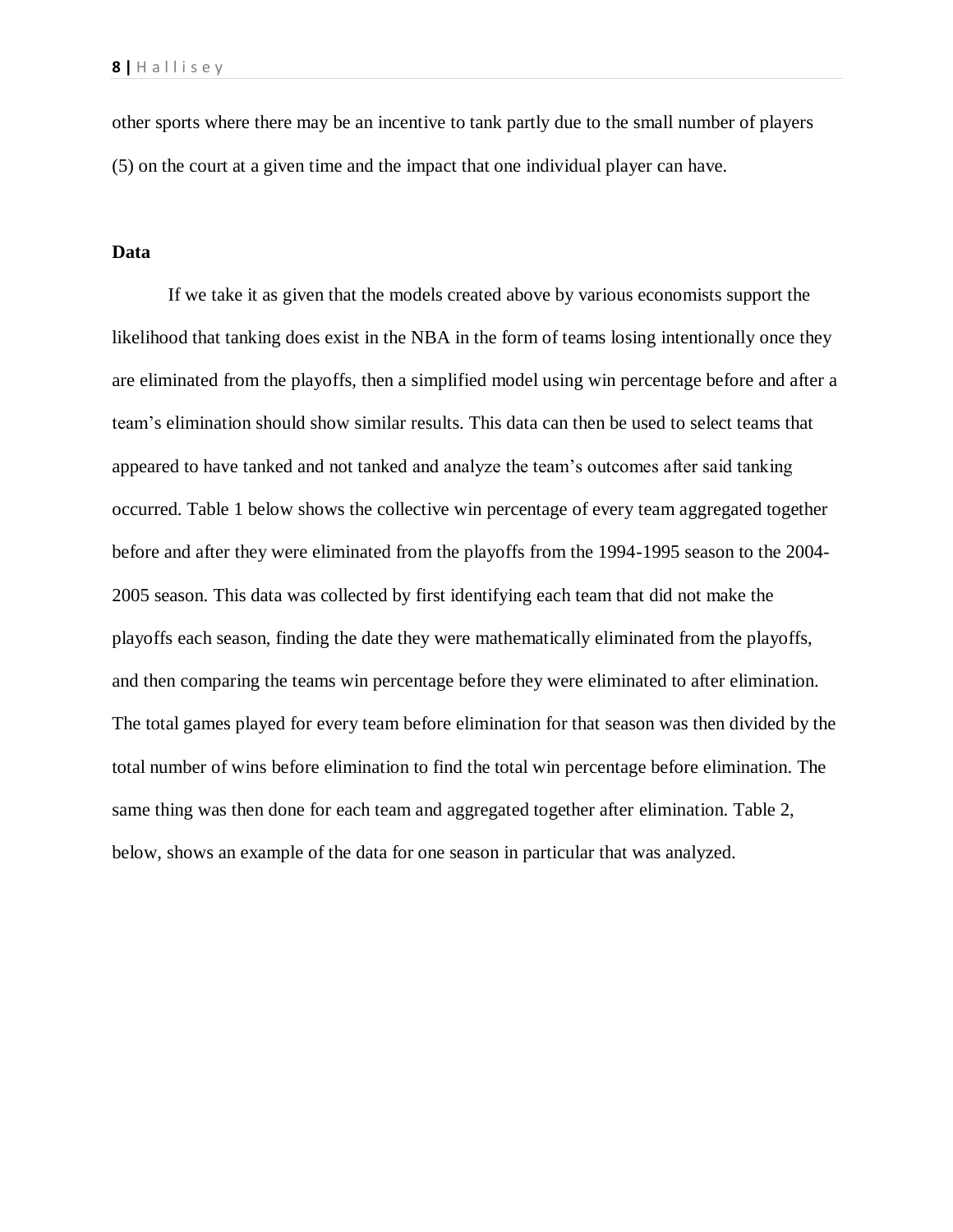other sports where there may be an incentive to tank partly due to the small number of players (5) on the court at a given time and the impact that one individual player can have.

**Data**

If we take it as given that the models created above by various economists support the likelihood that tanking does exist in the NBA in the form of teams losing intentionally once they are eliminated from the playoffs, then a simplified model using win percentage before and after a team's elimination should show similar results. This data can then be used to select teams that appeared to have tanked and not tanked and analyze the team's outcomes after said tanking occurred. Table 1 below shows the collective win percentage of every team aggregated together before and after they were eliminated from the playoffs from the 1994-1995 season to the 2004-2005 season. This data was collected by first identifying each team that did not make the playoffs each season, finding the date they were mathematically eliminated from the playoffs, and then comparing the teams win percentage before they were eliminated to after elimination. The total games played for every team before elimination for that season was then divided by the total number of wins before elimination to find the total win percentage before elimination. The same thing was then done for each team and aggregated together after elimination. Table 2, below, shows an example of the data for one season in particular that was analyzed.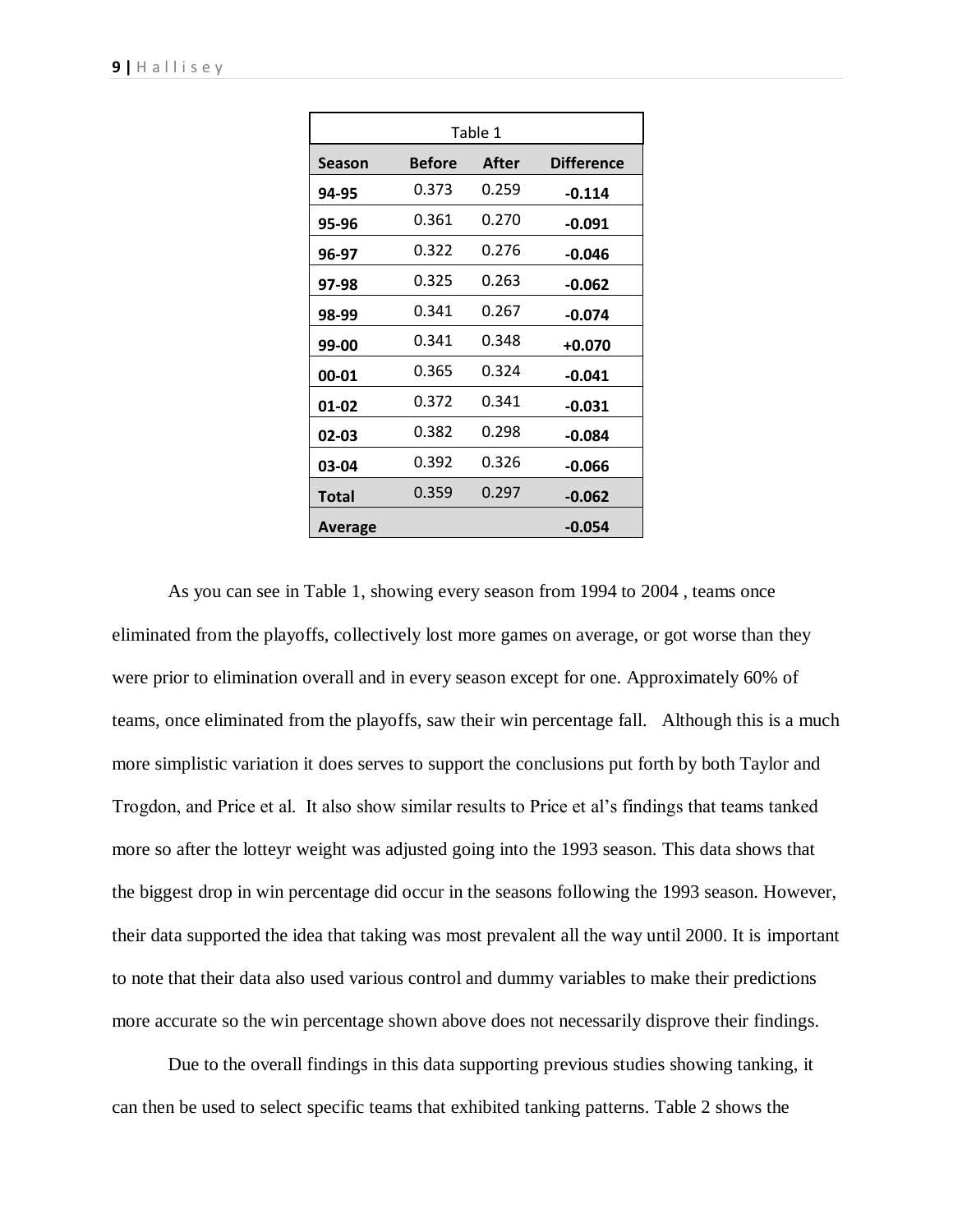| Table 1 | | | |
|---|---|---|---|
| **Season** | **Before** | **After** | **Difference** |
| **94-95** | 0.373 | 0.259 | **-0.114** |
| **95-96** | 0.361 | 0.270 | **-0.091** |
| **96-97** | 0.322 | 0.276 | **-0.046** |
| **97-98** | 0.325 | 0.263 | **-0.062** |
| **98-99** | 0.341 | 0.267 | **-0.074** |
| **99-00** | 0.341 | 0.348 | **+0.070** |
| **00-01** | 0.365 | 0.324 | **-0.041** |
| **01-02** | 0.372 | 0.341 | **-0.031** |
| **02-03** | 0.382 | 0.298 | **-0.084** |
| **03-04** | 0.392 | 0.326 | **-0.066** |
| **Total** | 0.359 | 0.297 | **-0.062** |
| **Average** | | | **-0.054** |

As you can see in Table 1, showing every season from 1994 to 2004 , teams once eliminated from the playoffs, collectively lost more games on average, or got worse than they were prior to elimination overall and in every season except for one. Approximately 60% of teams, once eliminated from the playoffs, saw their win percentage fall. Although this is a much more simplistic variation it does serves to support the conclusions put forth by both Taylor and Trogdon, and Price et al. It also show similar results to Price et al's findings that teams tanked more so after the lotteyr weight was adjusted going into the 1993 season. This data shows that the biggest drop in win percentage did occur in the seasons following the 1993 season. However, their data supported the idea that taking was most prevalent all the way until 2000. It is important to note that their data also used various control and dummy variables to make their predictions more accurate so the win percentage shown above does not necessarily disprove their findings.

Due to the overall findings in this data supporting previous studies showing tanking, it can then be used to select specific teams that exhibited tanking patterns. Table 2 shows the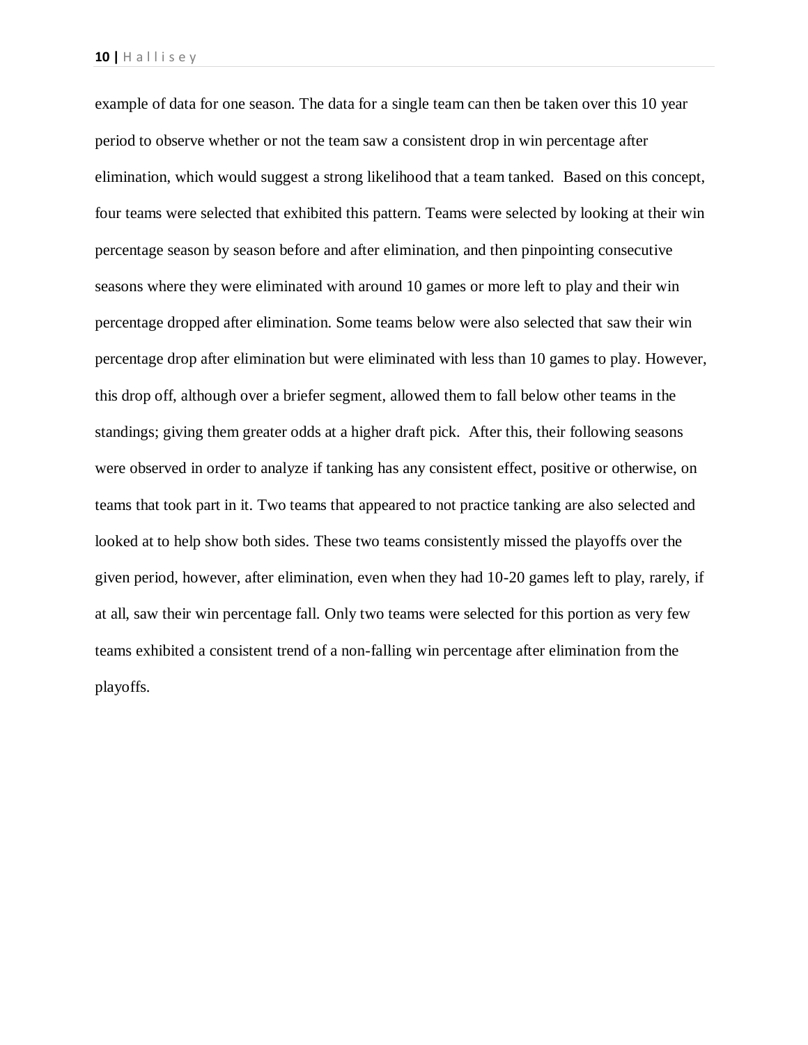example of data for one season. The data for a single team can then be taken over this 10 year period to observe whether or not the team saw a consistent drop in win percentage after elimination, which would suggest a strong likelihood that a team tanked. Based on this concept, four teams were selected that exhibited this pattern. Teams were selected by looking at their win percentage season by season before and after elimination, and then pinpointing consecutive seasons where they were eliminated with around 10 games or more left to play and their win percentage dropped after elimination. Some teams below were also selected that saw their win percentage drop after elimination but were eliminated with less than 10 games to play. However, this drop off, although over a briefer segment, allowed them to fall below other teams in the standings; giving them greater odds at a higher draft pick. After this, their following seasons were observed in order to analyze if tanking has any consistent effect, positive or otherwise, on teams that took part in it. Two teams that appeared to not practice tanking are also selected and looked at to help show both sides. These two teams consistently missed the playoffs over the given period, however, after elimination, even when they had 10-20 games left to play, rarely, if at all, saw their win percentage fall. Only two teams were selected for this portion as very few teams exhibited a consistent trend of a non-falling win percentage after elimination from the playoffs.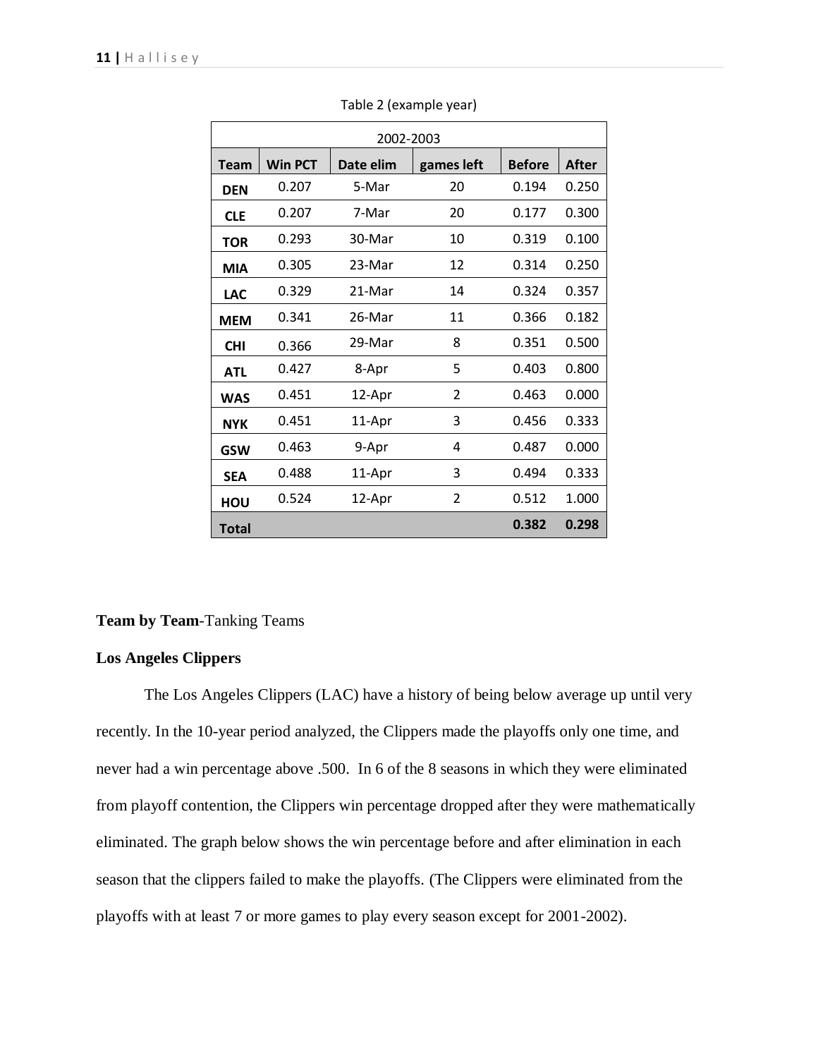Table 2 (example year)

| 2002-2003 | | | | | |
|---|---|---|---|---|---|
| **Team** | **Win PCT** | **Date elim** | **games left** | **Before** | **After** |
| **DEN** | 0.207 | 5-Mar | 20 | 0.194 | 0.250 |
| **CLE** | 0.207 | 7-Mar | 20 | 0.177 | 0.300 |
| **TOR** | 0.293 | 30-Mar | 10 | 0.319 | 0.100 |
| **MIA** | 0.305 | 23-Mar | 12 | 0.314 | 0.250 |
| **LAC** | 0.329 | 21-Mar | 14 | 0.324 | 0.357 |
| **MEM** | 0.341 | 26-Mar | 11 | 0.366 | 0.182 |
| **CHI** | 0.366 | 29-Mar | 8 | 0.351 | 0.500 |
| **ATL** | 0.427 | 8-Apr | 5 | 0.403 | 0.800 |
| **WAS** | 0.451 | 12-Apr | 2 | 0.463 | 0.000 |
| **NYK** | 0.451 | 11-Apr | 3 | 0.456 | 0.333 |
| **GSW** | 0.463 | 9-Apr | 4 | 0.487 | 0.000 |
| **SEA** | 0.488 | 11-Apr | 3 | 0.494 | 0.333 |
| **HOU** | 0.524 | 12-Apr | 2 | 0.512 | 1.000 |
| **Total** | | | | **0.382** | **0.298** |

**Team by Team**-Tanking Teams

**Los Angeles Clippers**

The Los Angeles Clippers (LAC) have a history of being below average up until very recently. In the 10-year period analyzed, the Clippers made the playoffs only one time, and never had a win percentage above .500. In 6 of the 8 seasons in which they were eliminated from playoff contention, the Clippers win percentage dropped after they were mathematically eliminated. The graph below shows the win percentage before and after elimination in each season that the clippers failed to make the playoffs. (The Clippers were eliminated from the playoffs with at least 7 or more games to play every season except for 2001-2002).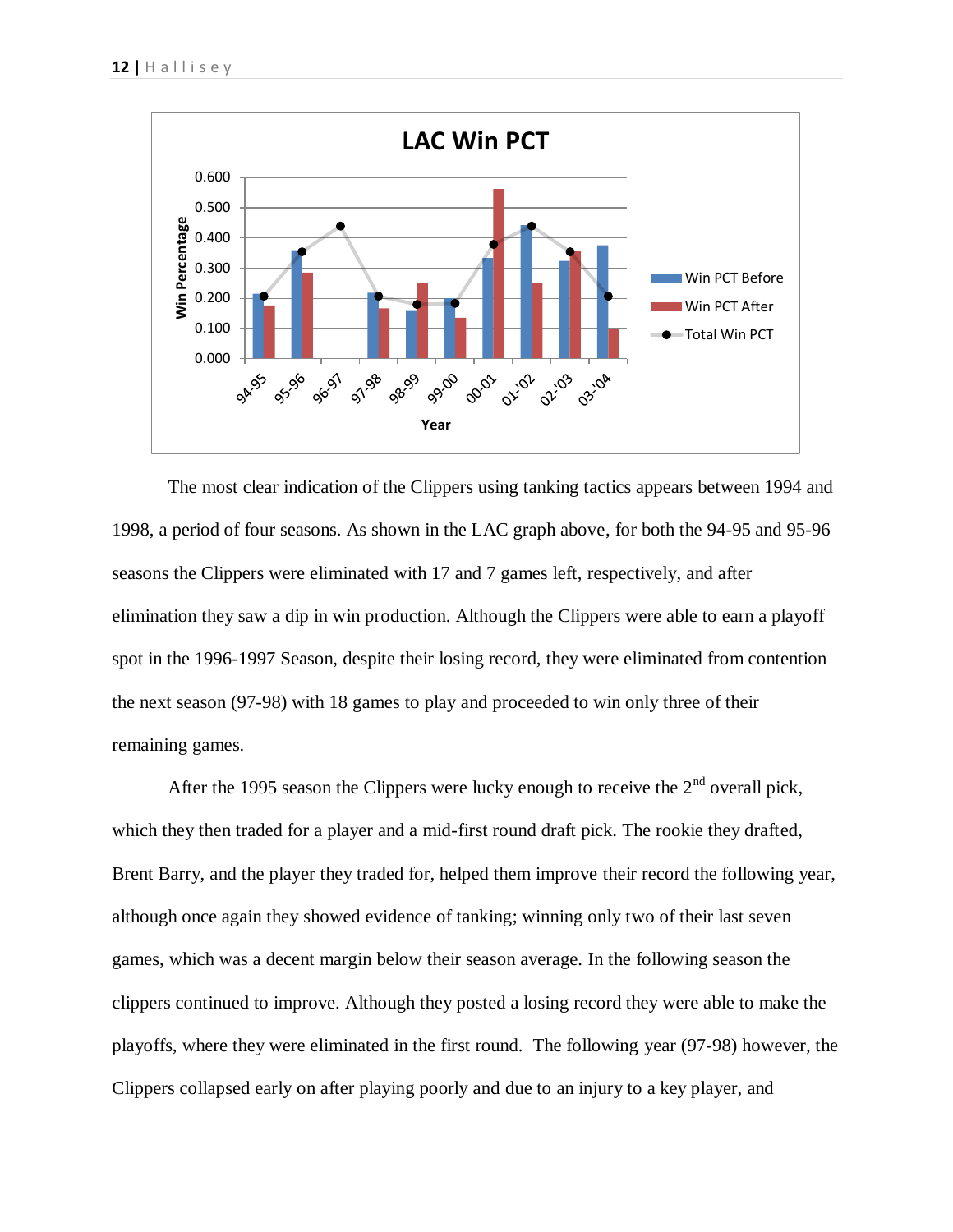The most clear indication of the Clippers using tanking tactics appears between 1994 and 1998, a period of four seasons. As shown in the LAC graph above, for both the 94-95 and 95-96 seasons the Clippers were eliminated with 17 and 7 games left, respectively, and after elimination they saw a dip in win production. Although the Clippers were able to earn a playoff spot in the 1996-1997 Season, despite their losing record, they were eliminated from contention the next season (97-98) with 18 games to play and proceeded to win only three of their remaining games.

After the 1995 season the Clippers were lucky enough to receive the 2nd overall pick, which they then traded for a player and a mid-first round draft pick. The rookie they drafted, Brent Barry, and the player they traded for, helped them improve their record the following year, although once again they showed evidence of tanking; winning only two of their last seven games, which was a decent margin below their season average. In the following season the clippers continued to improve. Although they posted a losing record they were able to make the playoffs, where they were eliminated in the first round. The following year (97-98) however, the Clippers collapsed early on after playing poorly and due to an injury to a key player, and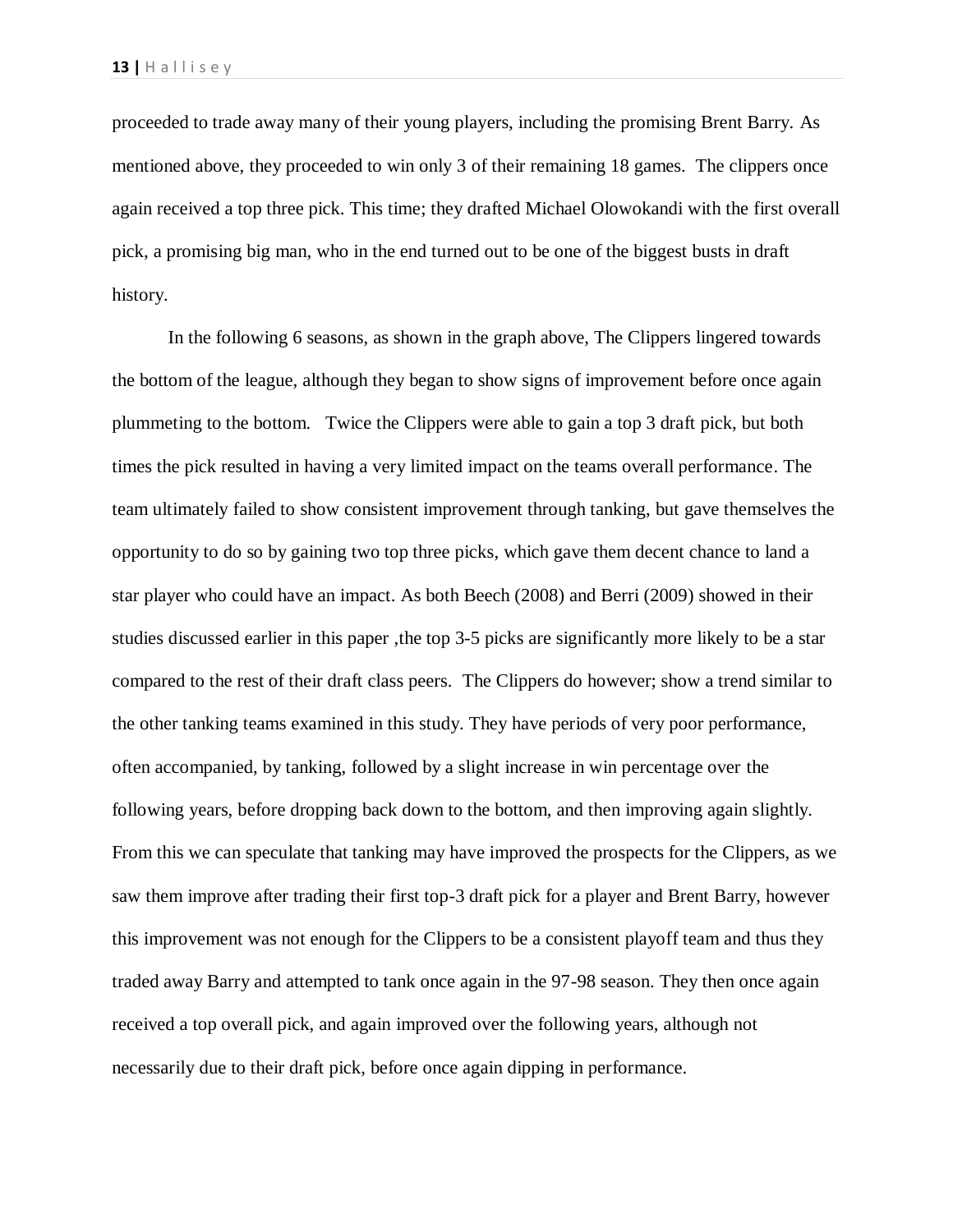proceeded to trade away many of their young players, including the promising Brent Barry. As mentioned above, they proceeded to win only 3 of their remaining 18 games. The clippers once again received a top three pick. This time; they drafted Michael Olowokandi with the first overall pick, a promising big man, who in the end turned out to be one of the biggest busts in draft history.

In the following 6 seasons, as shown in the graph above, The Clippers lingered towards the bottom of the league, although they began to show signs of improvement before once again plummeting to the bottom. Twice the Clippers were able to gain a top 3 draft pick, but both times the pick resulted in having a very limited impact on the teams overall performance. The team ultimately failed to show consistent improvement through tanking, but gave themselves the opportunity to do so by gaining two top three picks, which gave them decent chance to land a star player who could have an impact. As both Beech (2008) and Berri (2009) showed in their studies discussed earlier in this paper ,the top 3-5 picks are significantly more likely to be a star compared to the rest of their draft class peers. The Clippers do however; show a trend similar to the other tanking teams examined in this study. They have periods of very poor performance, often accompanied, by tanking, followed by a slight increase in win percentage over the following years, before dropping back down to the bottom, and then improving again slightly. From this we can speculate that tanking may have improved the prospects for the Clippers, as we saw them improve after trading their first top-3 draft pick for a player and Brent Barry, however this improvement was not enough for the Clippers to be a consistent playoff team and thus they traded away Barry and attempted to tank once again in the 97-98 season. They then once again received a top overall pick, and again improved over the following years, although not necessarily due to their draft pick, before once again dipping in performance.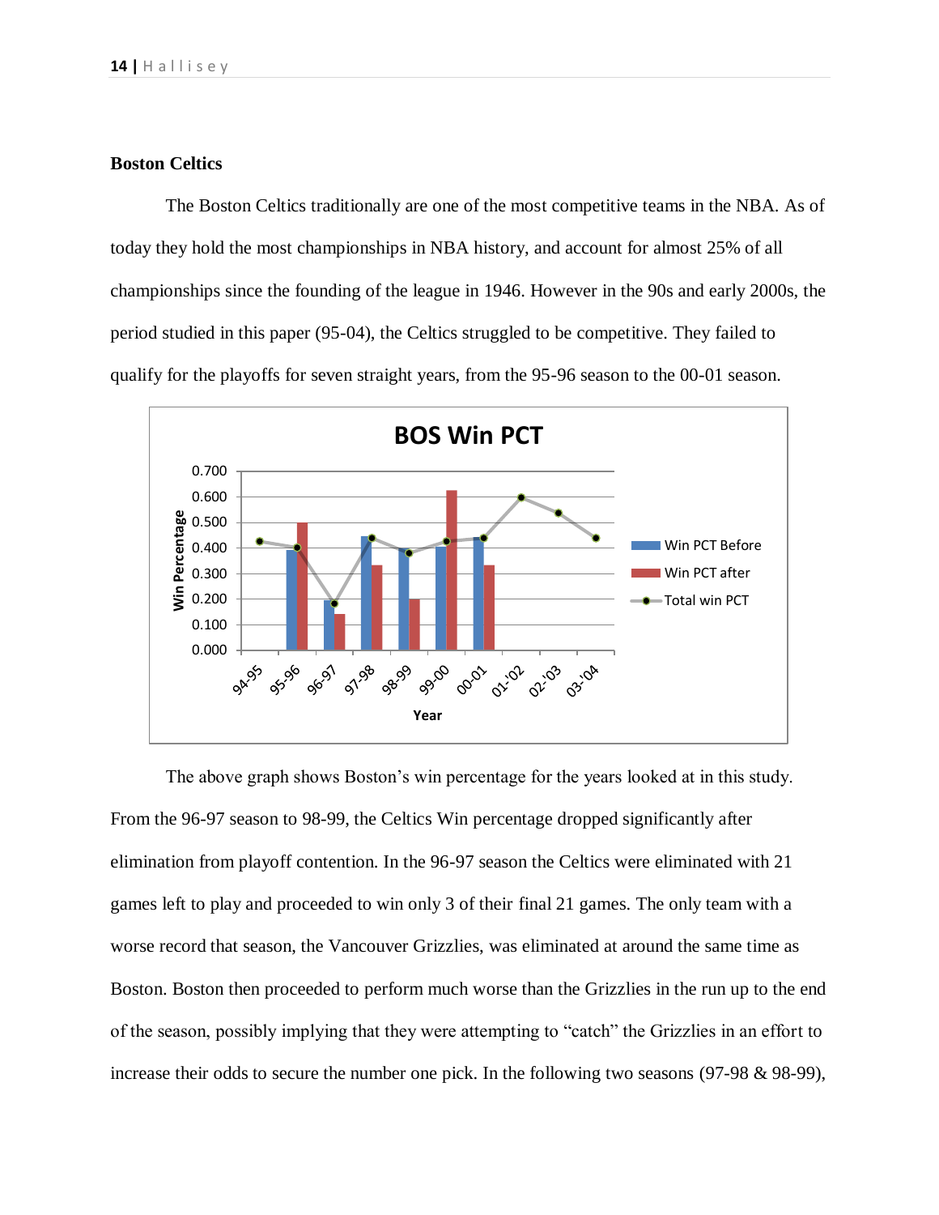**Boston Celtics**

The Boston Celtics traditionally are one of the most competitive teams in the NBA. As of today they hold the most championships in NBA history, and account for almost 25% of all championships since the founding of the league in 1946. However in the 90s and early 2000s, the period studied in this paper (95-04), the Celtics struggled to be competitive. They failed to qualify for the playoffs for seven straight years, from the 95-96 season to the 00-01 season.

The above graph shows Boston's win percentage for the years looked at in this study. From the 96-97 season to 98-99, the Celtics Win percentage dropped significantly after elimination from playoff contention. In the 96-97 season the Celtics were eliminated with 21 games left to play and proceeded to win only 3 of their final 21 games. The only team with a worse record that season, the Vancouver Grizzlies, was eliminated at around the same time as Boston. Boston then proceeded to perform much worse than the Grizzlies in the run up to the end of the season, possibly implying that they were attempting to "catch" the Grizzlies in an effort to increase their odds to secure the number one pick. In the following two seasons (97-98 & 98-99),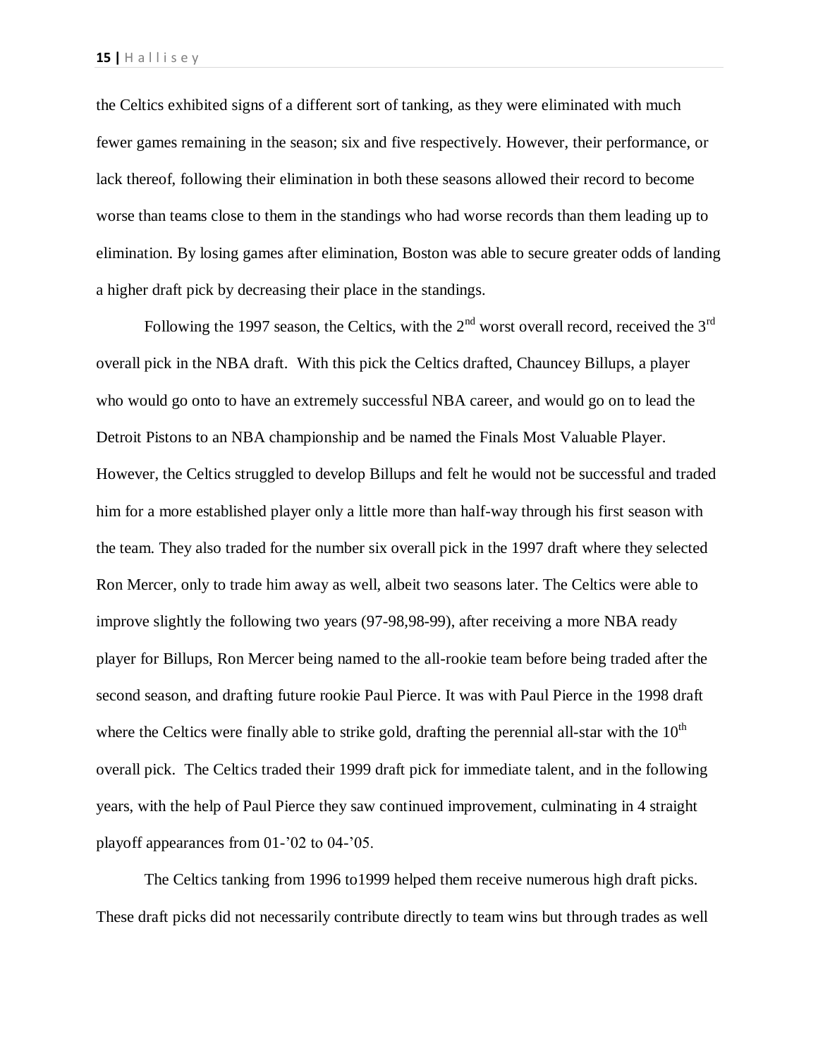the Celtics exhibited signs of a different sort of tanking, as they were eliminated with much fewer games remaining in the season; six and five respectively. However, their performance, or lack thereof, following their elimination in both these seasons allowed their record to become worse than teams close to them in the standings who had worse records than them leading up to elimination. By losing games after elimination, Boston was able to secure greater odds of landing a higher draft pick by decreasing their place in the standings.

Following the 1997 season, the Celtics, with the 2nd worst overall record, received the 3rd overall pick in the NBA draft. With this pick the Celtics drafted, Chauncey Billups, a player who would go onto to have an extremely successful NBA career, and would go on to lead the Detroit Pistons to an NBA championship and be named the Finals Most Valuable Player. However, the Celtics struggled to develop Billups and felt he would not be successful and traded him for a more established player only a little more than half-way through his first season with the team. They also traded for the number six overall pick in the 1997 draft where they selected Ron Mercer, only to trade him away as well, albeit two seasons later. The Celtics were able to improve slightly the following two years (97-98,98-99), after receiving a more NBA ready player for Billups, Ron Mercer being named to the all-rookie team before being traded after the second season, and drafting future rookie Paul Pierce. It was with Paul Pierce in the 1998 draft where the Celtics were finally able to strike gold, drafting the perennial all-star with the 10th overall pick. The Celtics traded their 1999 draft pick for immediate talent, and in the following years, with the help of Paul Pierce they saw continued improvement, culminating in 4 straight playoff appearances from 01-'02 to 04-'05.

The Celtics tanking from 1996 to1999 helped them receive numerous high draft picks. These draft picks did not necessarily contribute directly to team wins but through trades as well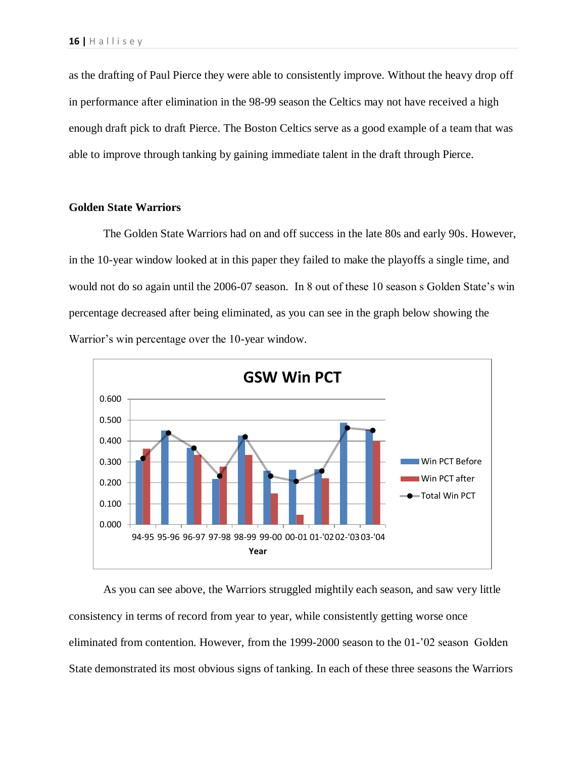as the drafting of Paul Pierce they were able to consistently improve. Without the heavy drop off in performance after elimination in the 98-99 season the Celtics may not have received a high enough draft pick to draft Pierce. The Boston Celtics serve as a good example of a team that was able to improve through tanking by gaining immediate talent in the draft through Pierce.

**Golden State Warriors**

The Golden State Warriors had on and off success in the late 80s and early 90s. However, in the 10-year window looked at in this paper they failed to make the playoffs a single time, and would not do so again until the 2006-07 season. In 8 out of these 10 season s Golden State's win percentage decreased after being eliminated, as you can see in the graph below showing the Warrior's win percentage over the 10-year window.

As you can see above, the Warriors struggled mightily each season, and saw very little consistency in terms of record from year to year, while consistently getting worse once eliminated from contention. However, from the 1999-2000 season to the 01-'02 season Golden State demonstrated its most obvious signs of tanking. In each of these three seasons the Warriors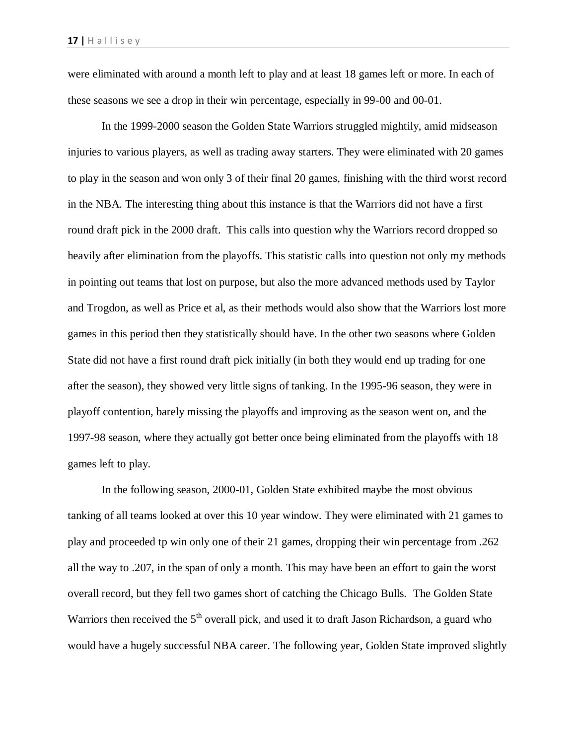were eliminated with around a month left to play and at least 18 games left or more. In each of these seasons we see a drop in their win percentage, especially in 99-00 and 00-01.

In the 1999-2000 season the Golden State Warriors struggled mightily, amid midseason injuries to various players, as well as trading away starters. They were eliminated with 20 games to play in the season and won only 3 of their final 20 games, finishing with the third worst record in the NBA. The interesting thing about this instance is that the Warriors did not have a first round draft pick in the 2000 draft. This calls into question why the Warriors record dropped so heavily after elimination from the playoffs. This statistic calls into question not only my methods in pointing out teams that lost on purpose, but also the more advanced methods used by Taylor and Trogdon, as well as Price et al, as their methods would also show that the Warriors lost more games in this period then they statistically should have. In the other two seasons where Golden State did not have a first round draft pick initially (in both they would end up trading for one after the season), they showed very little signs of tanking. In the 1995-96 season, they were in playoff contention, barely missing the playoffs and improving as the season went on, and the 1997-98 season, where they actually got better once being eliminated from the playoffs with 18 games left to play.

In the following season, 2000-01, Golden State exhibited maybe the most obvious tanking of all teams looked at over this 10 year window. They were eliminated with 21 games to play and proceeded tp win only one of their 21 games, dropping their win percentage from .262 all the way to .207, in the span of only a month. This may have been an effort to gain the worst overall record, but they fell two games short of catching the Chicago Bulls. The Golden State Warriors then received the 5th overall pick, and used it to draft Jason Richardson, a guard who would have a hugely successful NBA career. The following year, Golden State improved slightly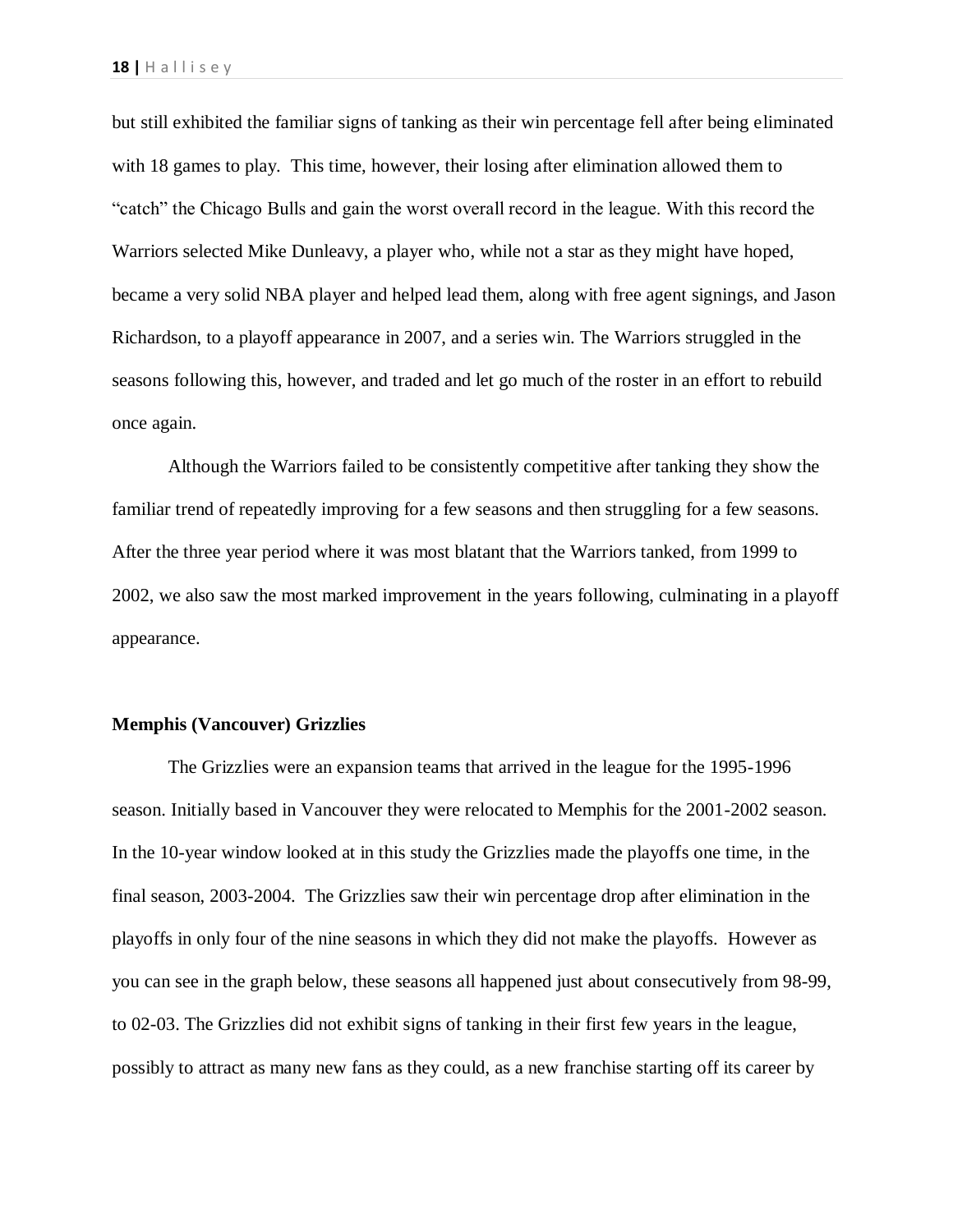but still exhibited the familiar signs of tanking as their win percentage fell after being eliminated with 18 games to play. This time, however, their losing after elimination allowed them to "catch" the Chicago Bulls and gain the worst overall record in the league. With this record the Warriors selected Mike Dunleavy, a player who, while not a star as they might have hoped, became a very solid NBA player and helped lead them, along with free agent signings, and Jason Richardson, to a playoff appearance in 2007, and a series win. The Warriors struggled in the seasons following this, however, and traded and let go much of the roster in an effort to rebuild once again.

Although the Warriors failed to be consistently competitive after tanking they show the familiar trend of repeatedly improving for a few seasons and then struggling for a few seasons. After the three year period where it was most blatant that the Warriors tanked, from 1999 to 2002, we also saw the most marked improvement in the years following, culminating in a playoff appearance.

**Memphis (Vancouver) Grizzlies**

The Grizzlies were an expansion teams that arrived in the league for the 1995-1996 season. Initially based in Vancouver they were relocated to Memphis for the 2001-2002 season. In the 10-year window looked at in this study the Grizzlies made the playoffs one time, in the final season, 2003-2004. The Grizzlies saw their win percentage drop after elimination in the playoffs in only four of the nine seasons in which they did not make the playoffs. However as you can see in the graph below, these seasons all happened just about consecutively from 98-99, to 02-03. The Grizzlies did not exhibit signs of tanking in their first few years in the league, possibly to attract as many new fans as they could, as a new franchise starting off its career by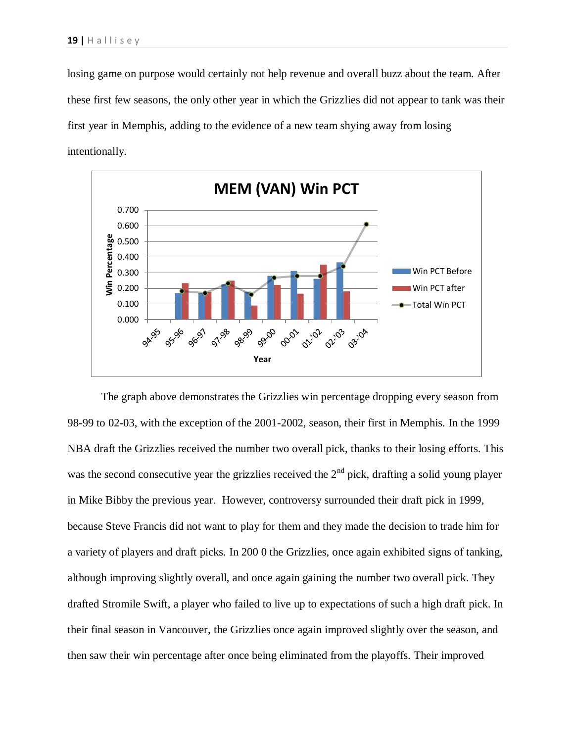losing game on purpose would certainly not help revenue and overall buzz about the team. After these first few seasons, the only other year in which the Grizzlies did not appear to tank was their first year in Memphis, adding to the evidence of a new team shying away from losing intentionally.

The graph above demonstrates the Grizzlies win percentage dropping every season from 98-99 to 02-03, with the exception of the 2001-2002, season, their first in Memphis. In the 1999 NBA draft the Grizzlies received the number two overall pick, thanks to their losing efforts. This was the second consecutive year the grizzlies received the 2nd pick, drafting a solid young player in Mike Bibby the previous year. However, controversy surrounded their draft pick in 1999, because Steve Francis did not want to play for them and they made the decision to trade him for a variety of players and draft picks. In 200 0 the Grizzlies, once again exhibited signs of tanking, although improving slightly overall, and once again gaining the number two overall pick. They drafted Stromile Swift, a player who failed to live up to expectations of such a high draft pick. In their final season in Vancouver, the Grizzlies once again improved slightly over the season, and then saw their win percentage after once being eliminated from the playoffs. Their improved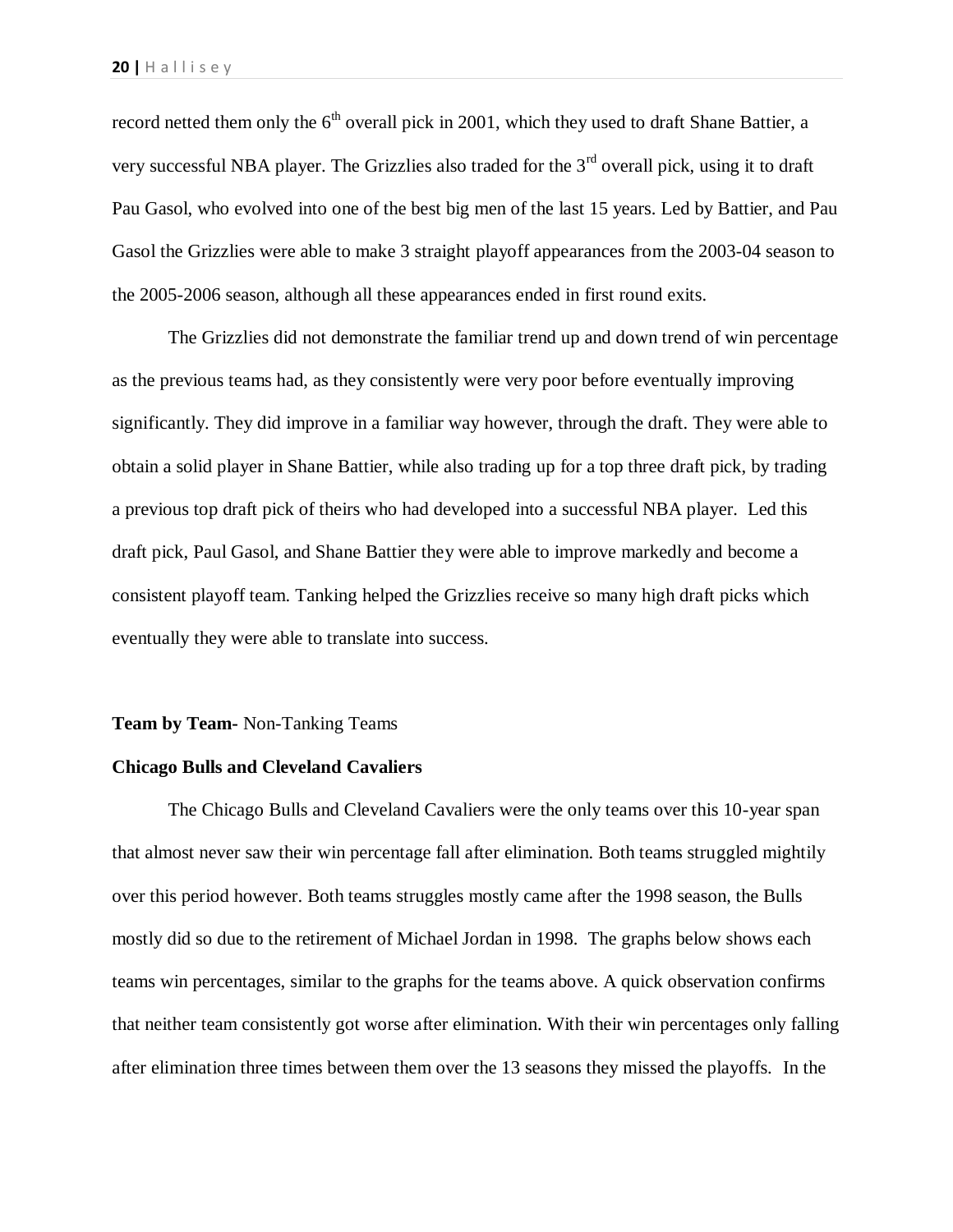record netted them only the 6th overall pick in 2001, which they used to draft Shane Battier, a very successful NBA player. The Grizzlies also traded for the 3rd overall pick, using it to draft Pau Gasol, who evolved into one of the best big men of the last 15 years. Led by Battier, and Pau Gasol the Grizzlies were able to make 3 straight playoff appearances from the 2003-04 season to the 2005-2006 season, although all these appearances ended in first round exits.

The Grizzlies did not demonstrate the familiar trend up and down trend of win percentage as the previous teams had, as they consistently were very poor before eventually improving significantly. They did improve in a familiar way however, through the draft. They were able to obtain a solid player in Shane Battier, while also trading up for a top three draft pick, by trading a previous top draft pick of theirs who had developed into a successful NBA player. Led this draft pick, Paul Gasol, and Shane Battier they were able to improve markedly and become a consistent playoff team. Tanking helped the Grizzlies receive so many high draft picks which eventually they were able to translate into success.

**Team by Team-** Non-Tanking Teams

**Chicago Bulls and Cleveland Cavaliers**

The Chicago Bulls and Cleveland Cavaliers were the only teams over this 10-year span that almost never saw their win percentage fall after elimination. Both teams struggled mightily over this period however. Both teams struggles mostly came after the 1998 season, the Bulls mostly did so due to the retirement of Michael Jordan in 1998. The graphs below shows each teams win percentages, similar to the graphs for the teams above. A quick observation confirms that neither team consistently got worse after elimination. With their win percentages only falling after elimination three times between them over the 13 seasons they missed the playoffs. In the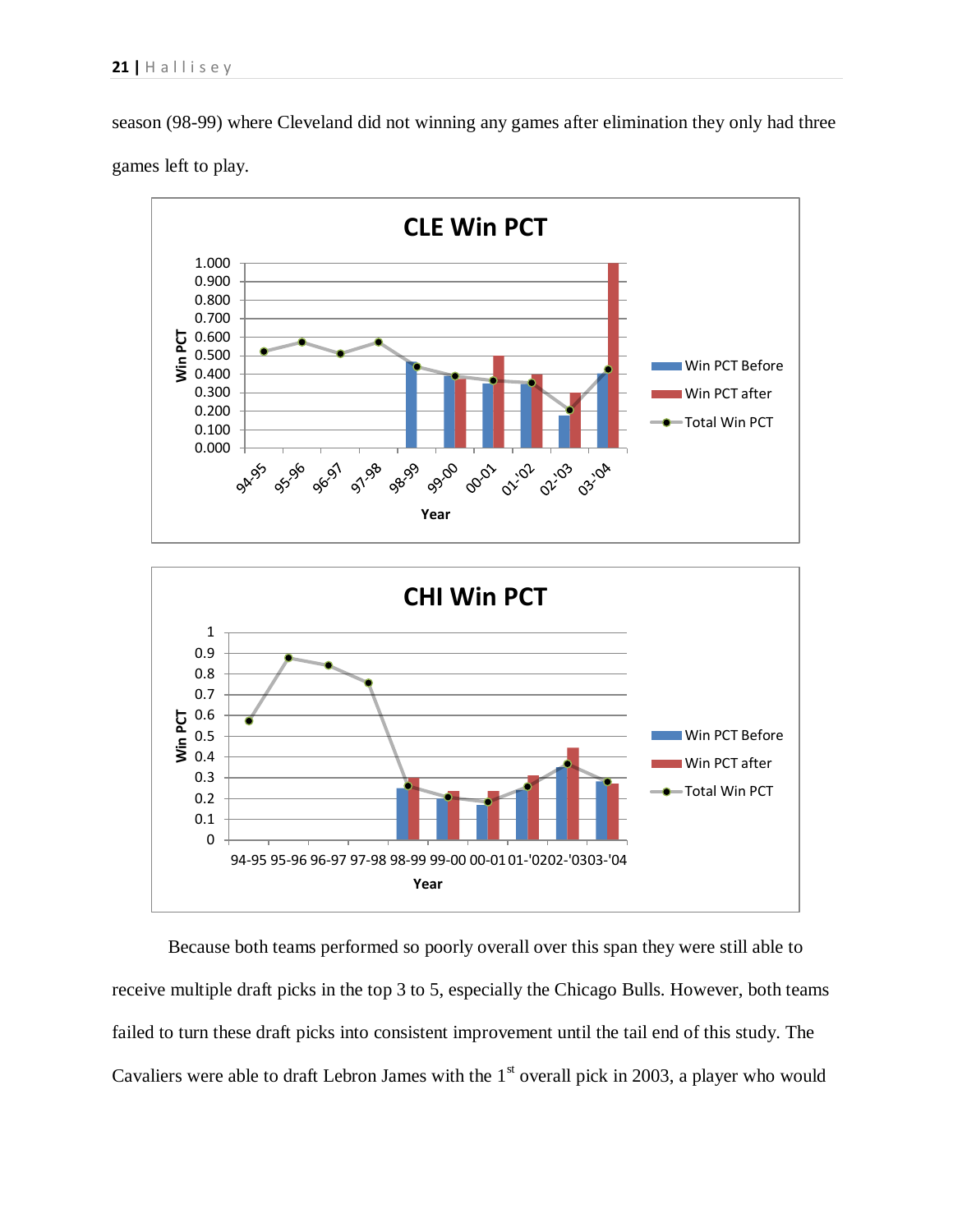season (98-99) where Cleveland did not winning any games after elimination they only had three games left to play.

Because both teams performed so poorly overall over this span they were still able to receive multiple draft picks in the top 3 to 5, especially the Chicago Bulls. However, both teams failed to turn these draft picks into consistent improvement until the tail end of this study. The Cavaliers were able to draft Lebron James with the 1st overall pick in 2003, a player who would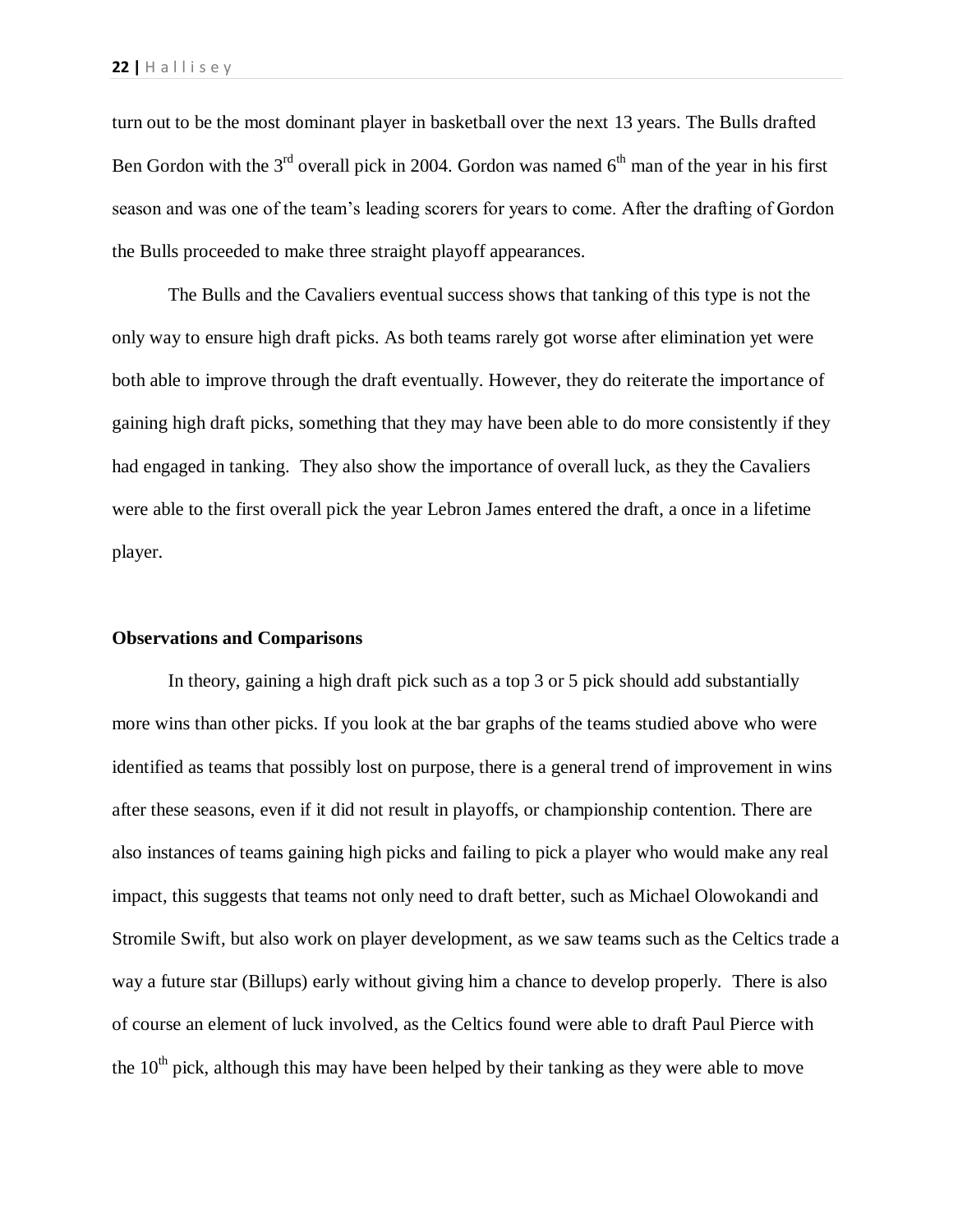turn out to be the most dominant player in basketball over the next 13 years. The Bulls drafted Ben Gordon with the 3rd overall pick in 2004. Gordon was named 6th man of the year in his first season and was one of the team's leading scorers for years to come. After the drafting of Gordon the Bulls proceeded to make three straight playoff appearances.

The Bulls and the Cavaliers eventual success shows that tanking of this type is not the only way to ensure high draft picks. As both teams rarely got worse after elimination yet were both able to improve through the draft eventually. However, they do reiterate the importance of gaining high draft picks, something that they may have been able to do more consistently if they had engaged in tanking. They also show the importance of overall luck, as they the Cavaliers were able to the first overall pick the year Lebron James entered the draft, a once in a lifetime player.

**Observations and Comparisons**

In theory, gaining a high draft pick such as a top 3 or 5 pick should add substantially more wins than other picks. If you look at the bar graphs of the teams studied above who were identified as teams that possibly lost on purpose, there is a general trend of improvement in wins after these seasons, even if it did not result in playoffs, or championship contention. There are also instances of teams gaining high picks and failing to pick a player who would make any real impact, this suggests that teams not only need to draft better, such as Michael Olowokandi and Stromile Swift, but also work on player development, as we saw teams such as the Celtics trade a way a future star (Billups) early without giving him a chance to develop properly. There is also of course an element of luck involved, as the Celtics found were able to draft Paul Pierce with the 10th pick, although this may have been helped by their tanking as they were able to move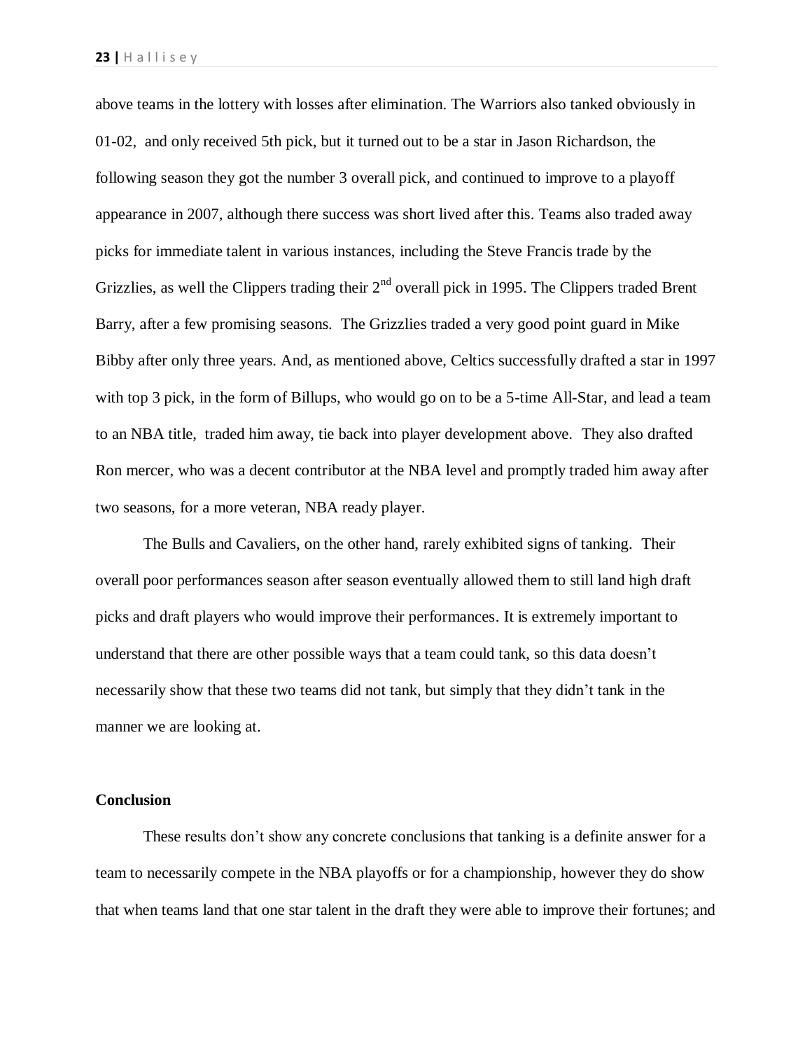above teams in the lottery with losses after elimination. The Warriors also tanked obviously in 01-02, and only received 5th pick, but it turned out to be a star in Jason Richardson, the following season they got the number 3 overall pick, and continued to improve to a playoff appearance in 2007, although there success was short lived after this. Teams also traded away picks for immediate talent in various instances, including the Steve Francis trade by the Grizzlies, as well the Clippers trading their 2nd overall pick in 1995. The Clippers traded Brent Barry, after a few promising seasons. The Grizzlies traded a very good point guard in Mike Bibby after only three years. And, as mentioned above, Celtics successfully drafted a star in 1997 with top 3 pick, in the form of Billups, who would go on to be a 5-time All-Star, and lead a team to an NBA title, traded him away, tie back into player development above. They also drafted Ron mercer, who was a decent contributor at the NBA level and promptly traded him away after two seasons, for a more veteran, NBA ready player.

The Bulls and Cavaliers, on the other hand, rarely exhibited signs of tanking. Their overall poor performances season after season eventually allowed them to still land high draft picks and draft players who would improve their performances. It is extremely important to understand that there are other possible ways that a team could tank, so this data doesn't necessarily show that these two teams did not tank, but simply that they didn't tank in the manner we are looking at.

**Conclusion**

These results don't show any concrete conclusions that tanking is a definite answer for a team to necessarily compete in the NBA playoffs or for a championship, however they do show that when teams land that one star talent in the draft they were able to improve their fortunes; and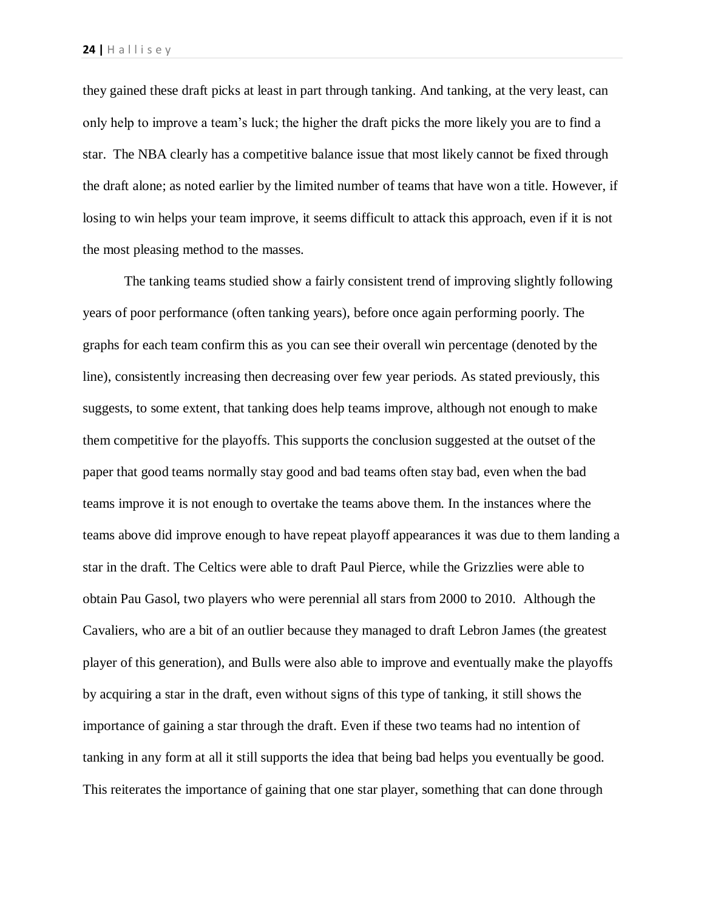they gained these draft picks at least in part through tanking. And tanking, at the very least, can only help to improve a team's luck; the higher the draft picks the more likely you are to find a star. The NBA clearly has a competitive balance issue that most likely cannot be fixed through the draft alone; as noted earlier by the limited number of teams that have won a title. However, if losing to win helps your team improve, it seems difficult to attack this approach, even if it is not the most pleasing method to the masses.

The tanking teams studied show a fairly consistent trend of improving slightly following years of poor performance (often tanking years), before once again performing poorly. The graphs for each team confirm this as you can see their overall win percentage (denoted by the line), consistently increasing then decreasing over few year periods. As stated previously, this suggests, to some extent, that tanking does help teams improve, although not enough to make them competitive for the playoffs. This supports the conclusion suggested at the outset of the paper that good teams normally stay good and bad teams often stay bad, even when the bad teams improve it is not enough to overtake the teams above them. In the instances where the teams above did improve enough to have repeat playoff appearances it was due to them landing a star in the draft. The Celtics were able to draft Paul Pierce, while the Grizzlies were able to obtain Pau Gasol, two players who were perennial all stars from 2000 to 2010. Although the Cavaliers, who are a bit of an outlier because they managed to draft Lebron James (the greatest player of this generation), and Bulls were also able to improve and eventually make the playoffs by acquiring a star in the draft, even without signs of this type of tanking, it still shows the importance of gaining a star through the draft. Even if these two teams had no intention of tanking in any form at all it still supports the idea that being bad helps you eventually be good. This reiterates the importance of gaining that one star player, something that can done through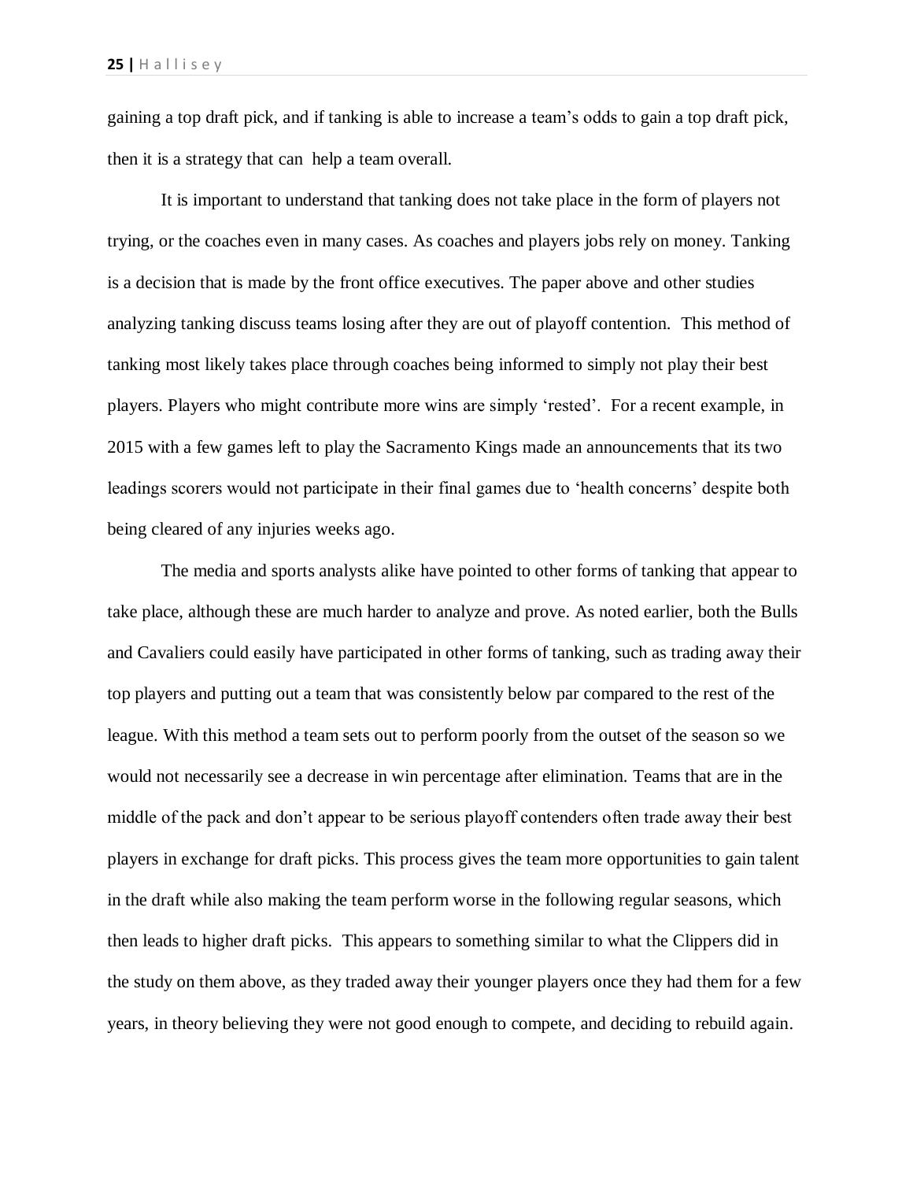gaining a top draft pick, and if tanking is able to increase a team's odds to gain a top draft pick, then it is a strategy that can  help a team overall.

It is important to understand that tanking does not take place in the form of players not trying, or the coaches even in many cases. As coaches and players jobs rely on money. Tanking is a decision that is made by the front office executives. The paper above and other studies analyzing tanking discuss teams losing after they are out of playoff contention.  This method of tanking most likely takes place through coaches being informed to simply not play their best players. Players who might contribute more wins are simply 'rested'.  For a recent example, in 2015 with a few games left to play the Sacramento Kings made an announcements that its two leadings scorers would not participate in their final games due to 'health concerns' despite both being cleared of any injuries weeks ago.

The media and sports analysts alike have pointed to other forms of tanking that appear to take place, although these are much harder to analyze and prove. As noted earlier, both the Bulls and Cavaliers could easily have participated in other forms of tanking, such as trading away their top players and putting out a team that was consistently below par compared to the rest of the league. With this method a team sets out to perform poorly from the outset of the season so we would not necessarily see a decrease in win percentage after elimination. Teams that are in the middle of the pack and don't appear to be serious playoff contenders often trade away their best players in exchange for draft picks. This process gives the team more opportunities to gain talent in the draft while also making the team perform worse in the following regular seasons, which then leads to higher draft picks.  This appears to something similar to what the Clippers did in the study on them above, as they traded away their younger players once they had them for a few years, in theory believing they were not good enough to compete, and deciding to rebuild again.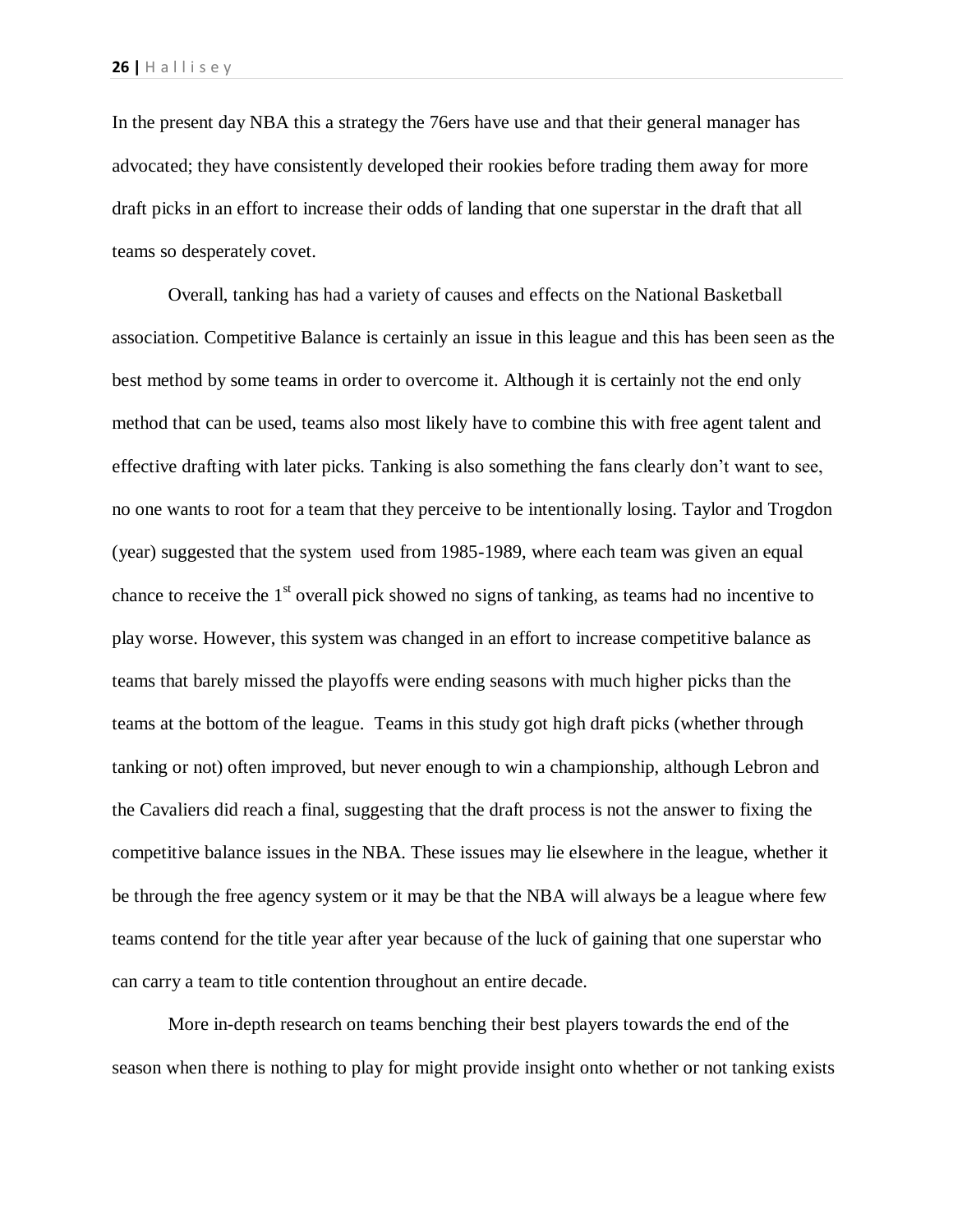In the present day NBA this a strategy the 76ers have use and that their general manager has advocated; they have consistently developed their rookies before trading them away for more draft picks in an effort to increase their odds of landing that one superstar in the draft that all teams so desperately covet.

Overall, tanking has had a variety of causes and effects on the National Basketball association. Competitive Balance is certainly an issue in this league and this has been seen as the best method by some teams in order to overcome it. Although it is certainly not the end only method that can be used, teams also most likely have to combine this with free agent talent and effective drafting with later picks. Tanking is also something the fans clearly don't want to see, no one wants to root for a team that they perceive to be intentionally losing. Taylor and Trogdon (year) suggested that the system used from 1985-1989, where each team was given an equal chance to receive the 1st overall pick showed no signs of tanking, as teams had no incentive to play worse. However, this system was changed in an effort to increase competitive balance as teams that barely missed the playoffs were ending seasons with much higher picks than the teams at the bottom of the league. Teams in this study got high draft picks (whether through tanking or not) often improved, but never enough to win a championship, although Lebron and the Cavaliers did reach a final, suggesting that the draft process is not the answer to fixing the competitive balance issues in the NBA. These issues may lie elsewhere in the league, whether it be through the free agency system or it may be that the NBA will always be a league where few teams contend for the title year after year because of the luck of gaining that one superstar who can carry a team to title contention throughout an entire decade.

More in-depth research on teams benching their best players towards the end of the season when there is nothing to play for might provide insight onto whether or not tanking exists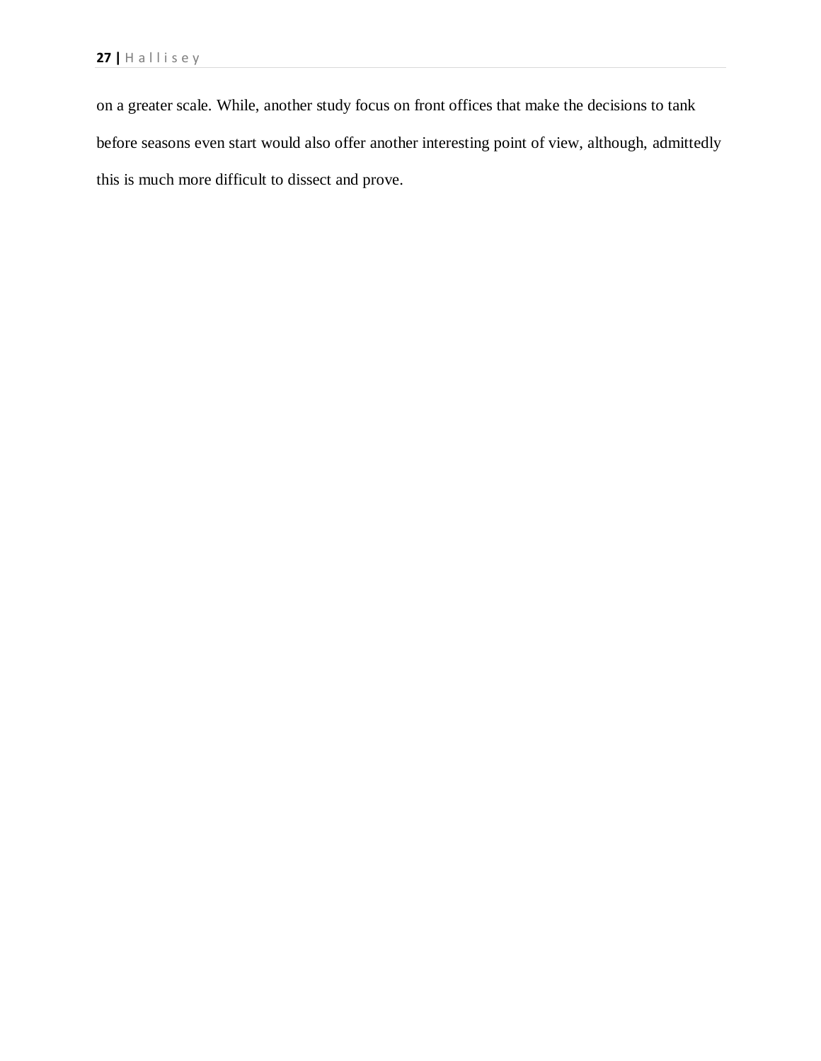on a greater scale. While, another study focus on front offices that make the decisions to tank before seasons even start would also offer another interesting point of view, although, admittedly this is much more difficult to dissect and prove.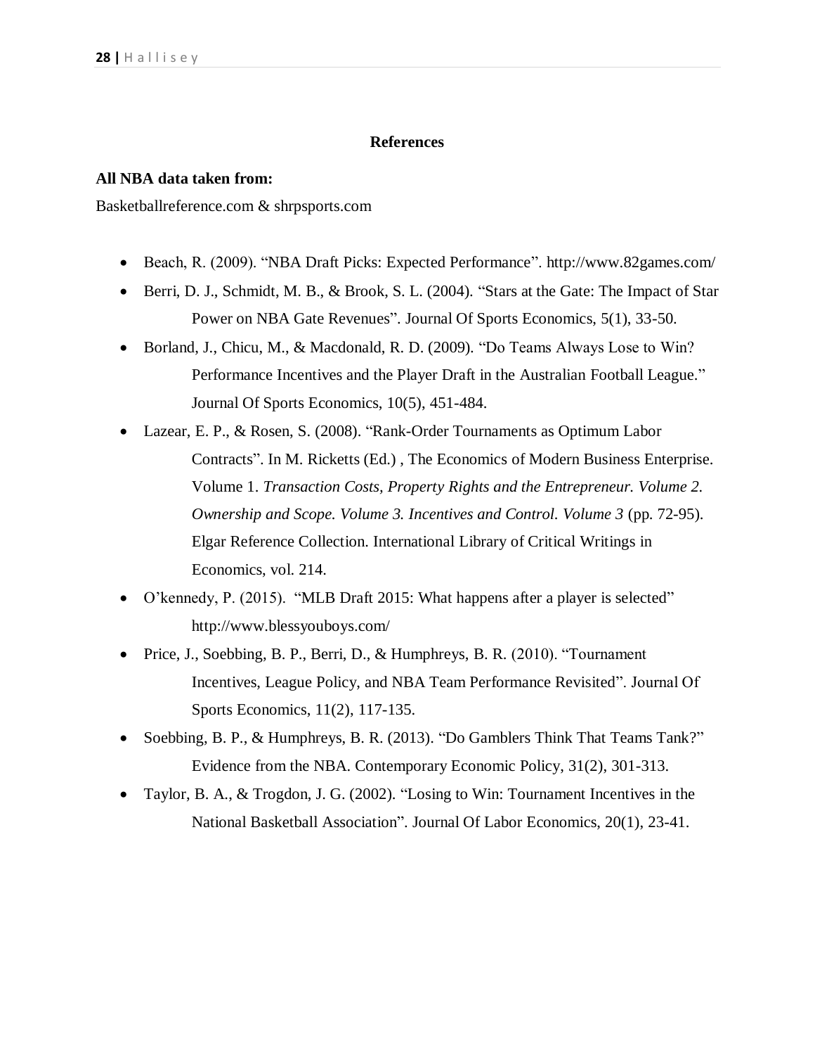# References

**All NBA data taken from:**

Basketballreference.com & shrpsports.com

- Beach, R. (2009). "NBA Draft Picks: Expected Performance". http://www.82games.com/
- Berri, D. J., Schmidt, M. B., & Brook, S. L. (2004). "Stars at the Gate: The Impact of Star Power on NBA Gate Revenues". Journal Of Sports Economics, 5(1), 33-50.
- Borland, J., Chicu, M., & Macdonald, R. D. (2009). "Do Teams Always Lose to Win? Performance Incentives and the Player Draft in the Australian Football League." Journal Of Sports Economics, 10(5), 451-484.
- Lazear, E. P., & Rosen, S. (2008). "Rank-Order Tournaments as Optimum Labor Contracts". In M. Ricketts (Ed.) , The Economics of Modern Business Enterprise. Volume 1. *Transaction Costs, Property Rights and the Entrepreneur. Volume 2. Ownership and Scope. Volume 3. Incentives and Control. Volume 3* (pp. 72-95). Elgar Reference Collection. International Library of Critical Writings in Economics, vol. 214.
- O'kennedy, P. (2015). "MLB Draft 2015: What happens after a player is selected" http://www.blessyouboys.com/
- Price, J., Soebbing, B. P., Berri, D., & Humphreys, B. R. (2010). "Tournament Incentives, League Policy, and NBA Team Performance Revisited". Journal Of Sports Economics, 11(2), 117-135.
- Soebbing, B. P., & Humphreys, B. R. (2013). "Do Gamblers Think That Teams Tank?" Evidence from the NBA. Contemporary Economic Policy, 31(2), 301-313.
- Taylor, B. A., & Trogdon, J. G. (2002). "Losing to Win: Tournament Incentives in the National Basketball Association". Journal Of Labor Economics, 20(1), 23-41.